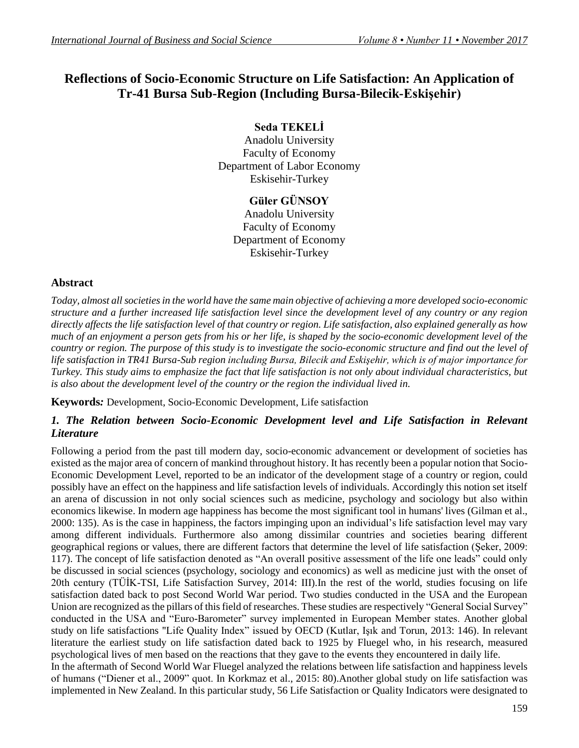# Reflections of Socio-Economic Structure on Life Satisfaction: An Application of Tr-41 Bursa Sub-Region (Including Bursa-Bilecik-Eskişehir)

**Seda TEKELİ**
Anadolu University
Faculty of Economy
Department of Labor Economy
Eskisehir-Turkey

**Güler GÜNSOY**
Anadolu University
Faculty of Economy
Department of Economy
Eskisehir-Turkey

## Abstract

*Today, almost all societies in the world have the same main objective of achieving a more developed socio-economic structure and a further increased life satisfaction level since the development level of any country or any region directly affects the life satisfaction level of that country or region. Life satisfaction, also explained generally as how much of an enjoyment a person gets from his or her life, is shaped by the socio-economic development level of the country or region. The purpose of this study is to investigate the socio-economic structure and find out the level of life satisfaction in TR41 Bursa-Sub region including Bursa, Bilecik and Eskişehir, which is of major importance for Turkey. This study aims to emphasize the fact that life satisfaction is not only about individual characteristics, but is also about the development level of the country or the region the individual lived in.*

**Keywords***:* Development, Socio-Economic Development, Life satisfaction

## *1. The Relation between Socio-Economic Development level and Life Satisfaction in Relevant Literature*

Following a period from the past till modern day, socio-economic advancement or development of societies has existed as the major area of concern of mankind throughout history. It has recently been a popular notion that Socio-Economic Development Level, reported to be an indicator of the development stage of a country or region, could possibly have an effect on the happiness and life satisfaction levels of individuals. Accordingly this notion set itself an arena of discussion in not only social sciences such as medicine, psychology and sociology but also within economics likewise. In modern age happiness has become the most significant tool in humans' lives (Gilman et al., 2000: 135). As is the case in happiness, the factors impinging upon an individual's life satisfaction level may vary among different individuals. Furthermore also among dissimilar countries and societies bearing different geographical regions or values, there are different factors that determine the level of life satisfaction (Şeker, 2009: 117). The concept of life satisfaction denoted as "An overall positive assessment of the life one leads" could only be discussed in social sciences (psychology, sociology and economics) as well as medicine just with the onset of 20th century (TÜİK-TSI, Life Satisfaction Survey, 2014: III).In the rest of the world, studies focusing on life satisfaction dated back to post Second World War period. Two studies conducted in the USA and the European Union are recognized as the pillars of this field of researches. These studies are respectively "General Social Survey" conducted in the USA and "Euro-Barometer" survey implemented in European Member states. Another global study on life satisfactions "Life Quality Index" issued by OECD (Kutlar, Işık and Torun, 2013: 146). In relevant literature the earliest study on life satisfaction dated back to 1925 by Fluegel who, in his research, measured psychological lives of men based on the reactions that they gave to the events they encountered in daily life.

In the aftermath of Second World War Fluegel analyzed the relations between life satisfaction and happiness levels of humans ("Diener et al., 2009" quot. In Korkmaz et al., 2015: 80).Another global study on life satisfaction was implemented in New Zealand. In this particular study, 56 Life Satisfaction or Quality Indicators were designated to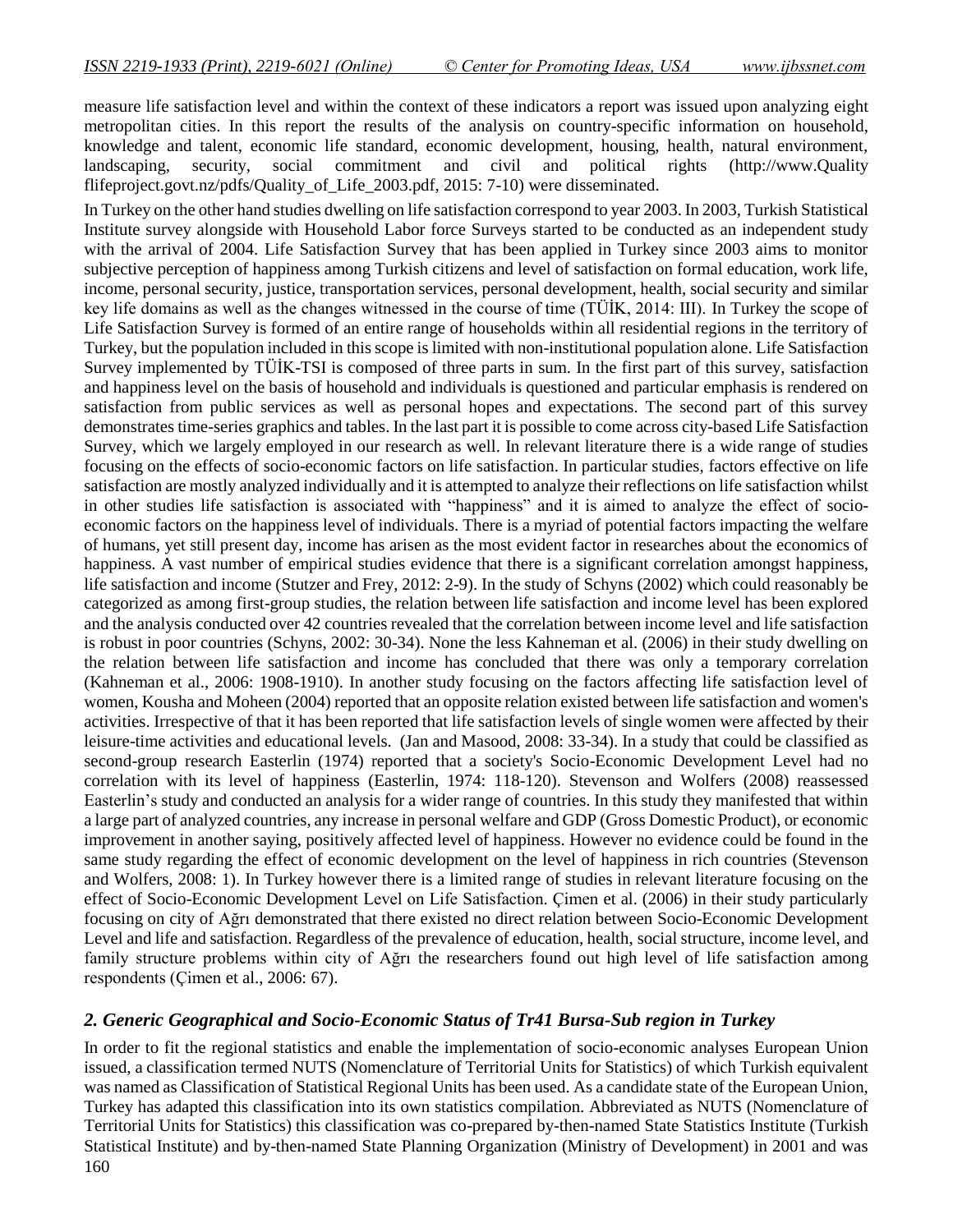measure life satisfaction level and within the context of these indicators a report was issued upon analyzing eight metropolitan cities. In this report the results of the analysis on country-specific information on household, knowledge and talent, economic life standard, economic development, housing, health, natural environment, landscaping, security, social commitment and civil and political rights (http://www.Quality flifeproject.govt.nz/pdfs/Quality_of_Life_2003.pdf, 2015: 7-10) were disseminated.

In Turkey on the other hand studies dwelling on life satisfaction correspond to year 2003. In 2003, Turkish Statistical Institute survey alongside with Household Labor force Surveys started to be conducted as an independent study with the arrival of 2004. Life Satisfaction Survey that has been applied in Turkey since 2003 aims to monitor subjective perception of happiness among Turkish citizens and level of satisfaction on formal education, work life, income, personal security, justice, transportation services, personal development, health, social security and similar key life domains as well as the changes witnessed in the course of time (TÜİK, 2014: III). In Turkey the scope of Life Satisfaction Survey is formed of an entire range of households within all residential regions in the territory of Turkey, but the population included in this scope is limited with non-institutional population alone. Life Satisfaction Survey implemented by TÜİK-TSI is composed of three parts in sum. In the first part of this survey, satisfaction and happiness level on the basis of household and individuals is questioned and particular emphasis is rendered on satisfaction from public services as well as personal hopes and expectations. The second part of this survey demonstrates time-series graphics and tables. In the last part it is possible to come across city-based Life Satisfaction Survey, which we largely employed in our research as well. In relevant literature there is a wide range of studies focusing on the effects of socio-economic factors on life satisfaction. In particular studies, factors effective on life satisfaction are mostly analyzed individually and it is attempted to analyze their reflections on life satisfaction whilst in other studies life satisfaction is associated with "happiness" and it is aimed to analyze the effect of socio-economic factors on the happiness level of individuals. There is a myriad of potential factors impacting the welfare of humans, yet still present day, income has arisen as the most evident factor in researches about the economics of happiness. A vast number of empirical studies evidence that there is a significant correlation amongst happiness, life satisfaction and income (Stutzer and Frey, 2012: 2-9). In the study of Schyns (2002) which could reasonably be categorized as among first-group studies, the relation between life satisfaction and income level has been explored and the analysis conducted over 42 countries revealed that the correlation between income level and life satisfaction is robust in poor countries (Schyns, 2002: 30-34). None the less Kahneman et al. (2006) in their study dwelling on the relation between life satisfaction and income has concluded that there was only a temporary correlation (Kahneman et al., 2006: 1908-1910). In another study focusing on the factors affecting life satisfaction level of women, Kousha and Moheen (2004) reported that an opposite relation existed between life satisfaction and women's activities. Irrespective of that it has been reported that life satisfaction levels of single women were affected by their leisure-time activities and educational levels. (Jan and Masood, 2008: 33-34). In a study that could be classified as second-group research Easterlin (1974) reported that a society's Socio-Economic Development Level had no correlation with its level of happiness (Easterlin, 1974: 118-120). Stevenson and Wolfers (2008) reassessed Easterlin's study and conducted an analysis for a wider range of countries. In this study they manifested that within a large part of analyzed countries, any increase in personal welfare and GDP (Gross Domestic Product), or economic improvement in another saying, positively affected level of happiness. However no evidence could be found in the same study regarding the effect of economic development on the level of happiness in rich countries (Stevenson and Wolfers, 2008: 1). In Turkey however there is a limited range of studies in relevant literature focusing on the effect of Socio-Economic Development Level on Life Satisfaction. Çimen et al. (2006) in their study particularly focusing on city of Ağrı demonstrated that there existed no direct relation between Socio-Economic Development Level and life and satisfaction. Regardless of the prevalence of education, health, social structure, income level, and family structure problems within city of Ağrı the researchers found out high level of life satisfaction among respondents (Çimen et al., 2006: 67).

## *2. Generic Geographical and Socio-Economic Status of Tr41 Bursa-Sub region in Turkey*

In order to fit the regional statistics and enable the implementation of socio-economic analyses European Union issued, a classification termed NUTS (Nomenclature of Territorial Units for Statistics) of which Turkish equivalent was named as Classification of Statistical Regional Units has been used. As a candidate state of the European Union, Turkey has adapted this classification into its own statistics compilation. Abbreviated as NUTS (Nomenclature of Territorial Units for Statistics) this classification was co-prepared by-then-named State Statistics Institute (Turkish Statistical Institute) and by-then-named State Planning Organization (Ministry of Development) in 2001 and was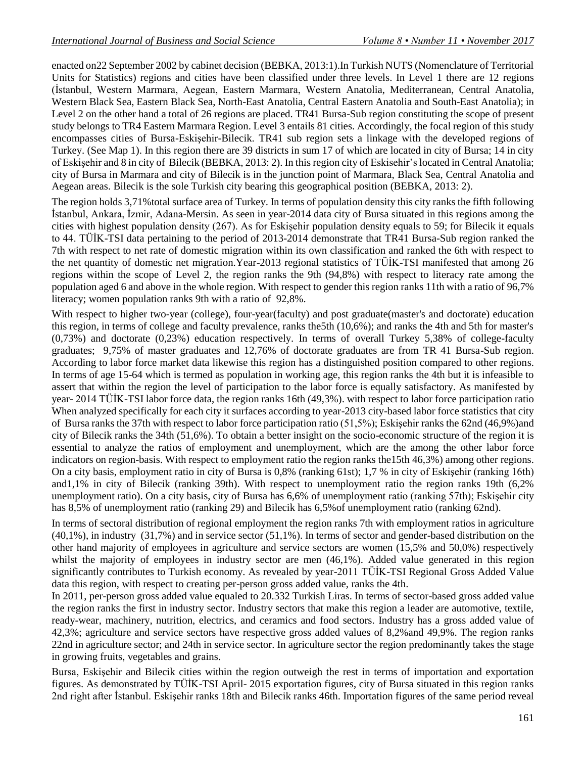enacted on22 September 2002 by cabinet decision (BEBKA, 2013:1).In Turkish NUTS (Nomenclature of Territorial Units for Statistics) regions and cities have been classified under three levels. In Level 1 there are 12 regions (İstanbul, Western Marmara, Aegean, Eastern Marmara, Western Anatolia, Mediterranean, Central Anatolia, Western Black Sea, Eastern Black Sea, North-East Anatolia, Central Eastern Anatolia and South-East Anatolia); in Level 2 on the other hand a total of 26 regions are placed. TR41 Bursa-Sub region constituting the scope of present study belongs to TR4 Eastern Marmara Region. Level 3 entails 81 cities. Accordingly, the focal region of this study encompasses cities of Bursa-Eskişehir-Bilecik. TR41 sub region sets a linkage with the developed regions of Turkey. (See Map 1). In this region there are 39 districts in sum 17 of which are located in city of Bursa; 14 in city of Eskişehir and 8 in city of Bilecik (BEBKA, 2013: 2). In this region city of Eskisehir's located in Central Anatolia; city of Bursa in Marmara and city of Bilecik is in the junction point of Marmara, Black Sea, Central Anatolia and Aegean areas. Bilecik is the sole Turkish city bearing this geographical position (BEBKA, 2013: 2).

The region holds 3,71%total surface area of Turkey. In terms of population density this city ranks the fifth following İstanbul, Ankara, İzmir, Adana-Mersin. As seen in year-2014 data city of Bursa situated in this regions among the cities with highest population density (267). As for Eskişehir population density equals to 59; for Bilecik it equals to 44. TÜİK-TSI data pertaining to the period of 2013-2014 demonstrate that TR41 Bursa-Sub region ranked the 7th with respect to net rate of domestic migration within its own classification and ranked the 6th with respect to the net quantity of domestic net migration.Year-2013 regional statistics of TÜİK-TSI manifested that among 26 regions within the scope of Level 2, the region ranks the 9th (94,8%) with respect to literacy rate among the population aged 6 and above in the whole region. With respect to gender this region ranks 11th with a ratio of 96,7% literacy; women population ranks 9th with a ratio of 92,8%.

With respect to higher two-year (college), four-year(faculty) and post graduate(master's and doctorate) education this region, in terms of college and faculty prevalence, ranks the5th (10,6%); and ranks the 4th and 5th for master's (0,73%) and doctorate (0,23%) education respectively. In terms of overall Turkey 5,38% of college-faculty graduates; 9,75% of master graduates and 12,76% of doctorate graduates are from TR 41 Bursa-Sub region. According to labor force market data likewise this region has a distinguished position compared to other regions. In terms of age 15-64 which is termed as population in working age, this region ranks the 4th but it is infeasible to assert that within the region the level of participation to the labor force is equally satisfactory. As manifested by year- 2014 TÜİK-TSI labor force data, the region ranks 16th (49,3%). with respect to labor force participation ratio When analyzed specifically for each city it surfaces according to year-2013 city-based labor force statistics that city of Bursa ranks the 37th with respect to labor force participation ratio (51,5%); Eskişehir ranks the 62nd (46,9%)and city of Bilecik ranks the 34th (51,6%). To obtain a better insight on the socio-economic structure of the region it is essential to analyze the ratios of employment and unemployment, which are the among the other labor force indicators on region-basis. With respect to employment ratio the region ranks the15th 46,3%) among other regions. On a city basis, employment ratio in city of Bursa is 0,8% (ranking 61st); 1,7 % in city of Eskişehir (ranking 16th) and1,1% in city of Bilecik (ranking 39th). With respect to unemployment ratio the region ranks 19th (6,2% unemployment ratio). On a city basis, city of Bursa has 6,6% of unemployment ratio (ranking 57th); Eskişehir city has 8,5% of unemployment ratio (ranking 29) and Bilecik has 6,5%of unemployment ratio (ranking 62nd).

In terms of sectoral distribution of regional employment the region ranks 7th with employment ratios in agriculture (40,1%), in industry (31,7%) and in service sector (51,1%). In terms of sector and gender-based distribution on the other hand majority of employees in agriculture and service sectors are women (15,5% and 50,0%) respectively whilst the majority of employees in industry sector are men (46,1%). Added value generated in this region significantly contributes to Turkish economy. As revealed by year-2011 TÜİK-TSI Regional Gross Added Value data this region, with respect to creating per-person gross added value, ranks the 4th.

In 2011, per-person gross added value equaled to 20.332 Turkish Liras. In terms of sector-based gross added value the region ranks the first in industry sector. Industry sectors that make this region a leader are automotive, textile, ready-wear, machinery, nutrition, electrics, and ceramics and food sectors. Industry has a gross added value of 42,3%; agriculture and service sectors have respective gross added values of 8,2%and 49,9%. The region ranks 22nd in agriculture sector; and 24th in service sector. In agriculture sector the region predominantly takes the stage in growing fruits, vegetables and grains.

Bursa, Eskişehir and Bilecik cities within the region outweigh the rest in terms of importation and exportation figures. As demonstrated by TÜİK-TSI April- 2015 exportation figures, city of Bursa situated in this region ranks 2nd right after İstanbul. Eskişehir ranks 18th and Bilecik ranks 46th. Importation figures of the same period reveal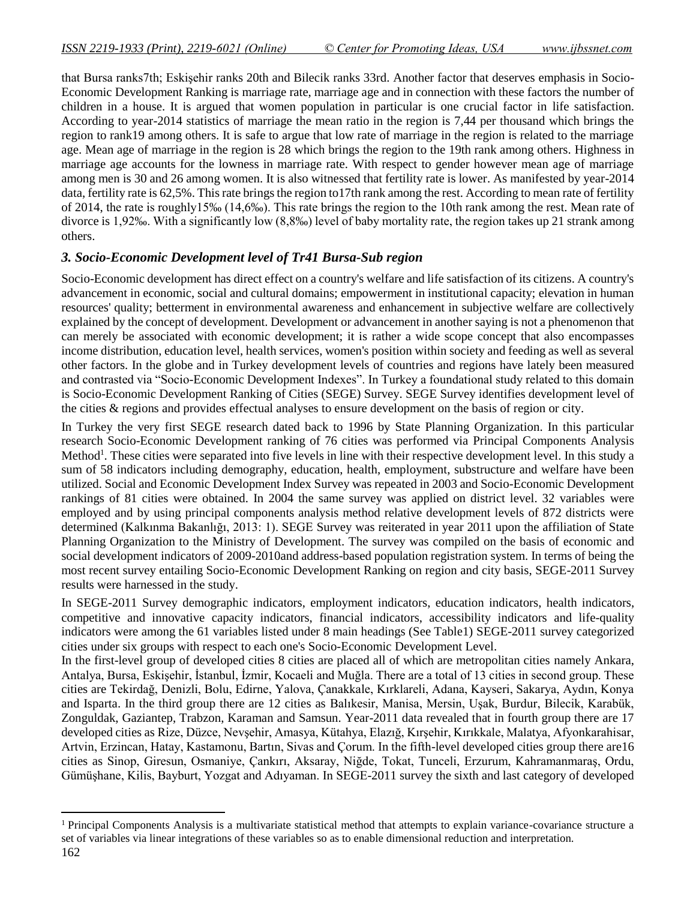that Bursa ranks7th; Eskişehir ranks 20th and Bilecik ranks 33rd. Another factor that deserves emphasis in Socio-Economic Development Ranking is marriage rate, marriage age and in connection with these factors the number of children in a house. It is argued that women population in particular is one crucial factor in life satisfaction. According to year-2014 statistics of marriage the mean ratio in the region is 7,44 per thousand which brings the region to rank19 among others. It is safe to argue that low rate of marriage in the region is related to the marriage age. Mean age of marriage in the region is 28 which brings the region to the 19th rank among others. Highness in marriage age accounts for the lowness in marriage rate. With respect to gender however mean age of marriage among men is 30 and 26 among women. It is also witnessed that fertility rate is lower. As manifested by year-2014 data, fertility rate is 62,5%. This rate brings the region to17th rank among the rest. According to mean rate of fertility of 2014, the rate is roughly15‰ (14,6‰). This rate brings the region to the 10th rank among the rest. Mean rate of divorce is 1,92‰. With a significantly low (8,8‰) level of baby mortality rate, the region takes up 21 strank among others.

### *3. Socio-Economic Development level of Tr41 Bursa-Sub region*

Socio-Economic development has direct effect on a country's welfare and life satisfaction of its citizens. A country's advancement in economic, social and cultural domains; empowerment in institutional capacity; elevation in human resources' quality; betterment in environmental awareness and enhancement in subjective welfare are collectively explained by the concept of development. Development or advancement in another saying is not a phenomenon that can merely be associated with economic development; it is rather a wide scope concept that also encompasses income distribution, education level, health services, women's position within society and feeding as well as several other factors. In the globe and in Turkey development levels of countries and regions have lately been measured and contrasted via "Socio-Economic Development Indexes". In Turkey a foundational study related to this domain is Socio-Economic Development Ranking of Cities (SEGE) Survey. SEGE Survey identifies development level of the cities & regions and provides effectual analyses to ensure development on the basis of region or city.

In Turkey the very first SEGE research dated back to 1996 by State Planning Organization. In this particular research Socio-Economic Development ranking of 76 cities was performed via Principal Components Analysis Method[1]. These cities were separated into five levels in line with their respective development level. In this study a sum of 58 indicators including demography, education, health, employment, substructure and welfare have been utilized. Social and Economic Development Index Survey was repeated in 2003 and Socio-Economic Development rankings of 81 cities were obtained. In 2004 the same survey was applied on district level. 32 variables were employed and by using principal components analysis method relative development levels of 872 districts were determined (Kalkınma Bakanlığı, 2013: 1). SEGE Survey was reiterated in year 2011 upon the affiliation of State Planning Organization to the Ministry of Development. The survey was compiled on the basis of economic and social development indicators of 2009-2010and address-based population registration system. In terms of being the most recent survey entailing Socio-Economic Development Ranking on region and city basis, SEGE-2011 Survey results were harnessed in the study.

In SEGE-2011 Survey demographic indicators, employment indicators, education indicators, health indicators, competitive and innovative capacity indicators, financial indicators, accessibility indicators and life-quality indicators were among the 61 variables listed under 8 main headings (See Table1) SEGE-2011 survey categorized cities under six groups with respect to each one's Socio-Economic Development Level.

In the first-level group of developed cities 8 cities are placed all of which are metropolitan cities namely Ankara, Antalya, Bursa, Eskişehir, İstanbul, İzmir, Kocaeli and Muğla. There are a total of 13 cities in second group. These cities are Tekirdağ, Denizli, Bolu, Edirne, Yalova, Çanakkale, Kırklareli, Adana, Kayseri, Sakarya, Aydın, Konya and Isparta. In the third group there are 12 cities as Balıkesir, Manisa, Mersin, Uşak, Burdur, Bilecik, Karabük, Zonguldak, Gaziantep, Trabzon, Karaman and Samsun. Year-2011 data revealed that in fourth group there are 17 developed cities as Rize, Düzce, Nevşehir, Amasya, Kütahya, Elazığ, Kırşehir, Kırıkkale, Malatya, Afyonkarahisar, Artvin, Erzincan, Hatay, Kastamonu, Bartın, Sivas and Çorum. In the fifth-level developed cities group there are16 cities as Sinop, Giresun, Osmaniye, Çankırı, Aksaray, Niğde, Tokat, Tunceli, Erzurum, Kahramanmaraş, Ordu, Gümüşhane, Kilis, Bayburt, Yozgat and Adıyaman. In SEGE-2011 survey the sixth and last category of developed

[1] Principal Components Analysis is a multivariate statistical method that attempts to explain variance-covariance structure a set of variables via linear integrations of these variables so as to enable dimensional reduction and interpretation.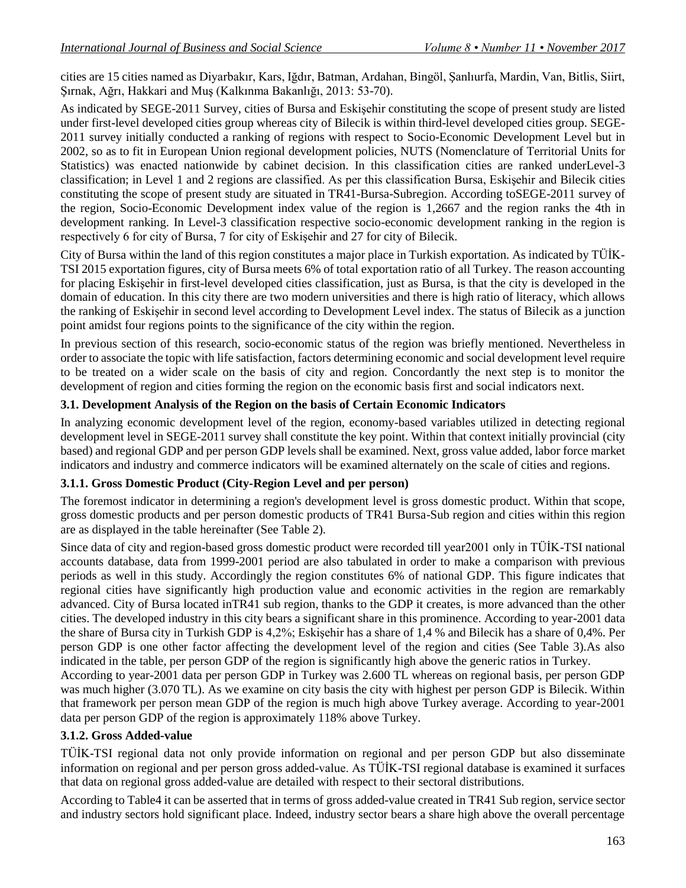cities are 15 cities named as Diyarbakır, Kars, Iğdır, Batman, Ardahan, Bingöl, Şanlıurfa, Mardin, Van, Bitlis, Siirt, Şırnak, Ağrı, Hakkari and Muş (Kalkınma Bakanlığı, 2013: 53-70).

As indicated by SEGE-2011 Survey, cities of Bursa and Eskişehir constituting the scope of present study are listed under first-level developed cities group whereas city of Bilecik is within third-level developed cities group. SEGE-2011 survey initially conducted a ranking of regions with respect to Socio-Economic Development Level but in 2002, so as to fit in European Union regional development policies, NUTS (Nomenclature of Territorial Units for Statistics) was enacted nationwide by cabinet decision. In this classification cities are ranked underLevel-3 classification; in Level 1 and 2 regions are classified. As per this classification Bursa, Eskişehir and Bilecik cities constituting the scope of present study are situated in TR41-Bursa-Subregion. According toSEGE-2011 survey of the region, Socio-Economic Development index value of the region is 1,2667 and the region ranks the 4th in development ranking. In Level-3 classification respective socio-economic development ranking in the region is respectively 6 for city of Bursa, 7 for city of Eskişehir and 27 for city of Bilecik.

City of Bursa within the land of this region constitutes a major place in Turkish exportation. As indicated by TÜİK-TSI 2015 exportation figures, city of Bursa meets 6% of total exportation ratio of all Turkey. The reason accounting for placing Eskişehir in first-level developed cities classification, just as Bursa, is that the city is developed in the domain of education. In this city there are two modern universities and there is high ratio of literacy, which allows the ranking of Eskişehir in second level according to Development Level index. The status of Bilecik as a junction point amidst four regions points to the significance of the city within the region.

In previous section of this research, socio-economic status of the region was briefly mentioned. Nevertheless in order to associate the topic with life satisfaction, factors determining economic and social development level require to be treated on a wider scale on the basis of city and region. Concordantly the next step is to monitor the development of region and cities forming the region on the economic basis first and social indicators next.

### 3.1. Development Analysis of the Region on the basis of Certain Economic Indicators

In analyzing economic development level of the region, economy-based variables utilized in detecting regional development level in SEGE-2011 survey shall constitute the key point. Within that context initially provincial (city based) and regional GDP and per person GDP levels shall be examined. Next, gross value added, labor force market indicators and industry and commerce indicators will be examined alternately on the scale of cities and regions.

#### 3.1.1. Gross Domestic Product (City-Region Level and per person)

The foremost indicator in determining a region's development level is gross domestic product. Within that scope, gross domestic products and per person domestic products of TR41 Bursa-Sub region and cities within this region are as displayed in the table hereinafter (See Table 2).

Since data of city and region-based gross domestic product were recorded till year2001 only in TÜİK-TSI national accounts database, data from 1999-2001 period are also tabulated in order to make a comparison with previous periods as well in this study. Accordingly the region constitutes 6% of national GDP. This figure indicates that regional cities have significantly high production value and economic activities in the region are remarkably advanced. City of Bursa located inTR41 sub region, thanks to the GDP it creates, is more advanced than the other cities. The developed industry in this city bears a significant share in this prominence. According to year-2001 data the share of Bursa city in Turkish GDP is 4,2%; Eskişehir has a share of 1,4 % and Bilecik has a share of 0,4%. Per person GDP is one other factor affecting the development level of the region and cities (See Table 3).As also indicated in the table, per person GDP of the region is significantly high above the generic ratios in Turkey.

According to year-2001 data per person GDP in Turkey was 2.600 TL whereas on regional basis, per person GDP was much higher (3.070 TL). As we examine on city basis the city with highest per person GDP is Bilecik. Within that framework per person mean GDP of the region is much high above Turkey average. According to year-2001 data per person GDP of the region is approximately 118% above Turkey.

#### 3.1.2. Gross Added-value

TÜİK-TSI regional data not only provide information on regional and per person GDP but also disseminate information on regional and per person gross added-value. As TÜİK-TSI regional database is examined it surfaces that data on regional gross added-value are detailed with respect to their sectoral distributions.

According to Table4 it can be asserted that in terms of gross added-value created in TR41 Sub region, service sector and industry sectors hold significant place. Indeed, industry sector bears a share high above the overall percentage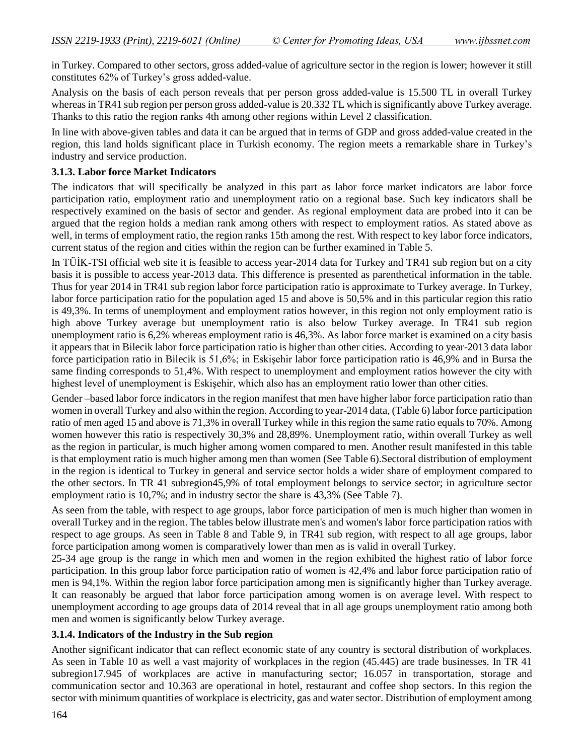in Turkey. Compared to other sectors, gross added-value of agriculture sector in the region is lower; however it still constitutes 62% of Turkey's gross added-value.

Analysis on the basis of each person reveals that per person gross added-value is 15.500 TL in overall Turkey whereas in TR41 sub region per person gross added-value is 20.332 TL which is significantly above Turkey average. Thanks to this ratio the region ranks 4th among other regions within Level 2 classification.

In line with above-given tables and data it can be argued that in terms of GDP and gross added-value created in the region, this land holds significant place in Turkish economy. The region meets a remarkable share in Turkey's industry and service production.

### 3.1.3. Labor force Market Indicators

The indicators that will specifically be analyzed in this part as labor force market indicators are labor force participation ratio, employment ratio and unemployment ratio on a regional base. Such key indicators shall be respectively examined on the basis of sector and gender. As regional employment data are probed into it can be argued that the region holds a median rank among others with respect to employment ratios. As stated above as well, in terms of employment ratio, the region ranks 15th among the rest. With respect to key labor force indicators, current status of the region and cities within the region can be further examined in Table 5.

In TÜİK-TSI official web site it is feasible to access year-2014 data for Turkey and TR41 sub region but on a city basis it is possible to access year-2013 data. This difference is presented as parenthetical information in the table. Thus for year 2014 in TR41 sub region labor force participation ratio is approximate to Turkey average. In Turkey, labor force participation ratio for the population aged 15 and above is 50,5% and in this particular region this ratio is 49,3%. In terms of unemployment and employment ratios however, in this region not only employment ratio is high above Turkey average but unemployment ratio is also below Turkey average. In TR41 sub region unemployment ratio is 6,2% whereas employment ratio is 46,3%. As labor force market is examined on a city basis it appears that in Bilecik labor force participation ratio is higher than other cities. According to year-2013 data labor force participation ratio in Bilecik is 51,6%; in Eskişehir labor force participation ratio is 46,9% and in Bursa the same finding corresponds to 51,4%. With respect to unemployment and employment ratios however the city with highest level of unemployment is Eskişehir, which also has an employment ratio lower than other cities.

Gender –based labor force indicators in the region manifest that men have higher labor force participation ratio than women in overall Turkey and also within the region. According to year-2014 data, (Table 6) labor force participation ratio of men aged 15 and above is 71,3% in overall Turkey while in this region the same ratio equals to 70%. Among women however this ratio is respectively 30,3% and 28,89%. Unemployment ratio, within overall Turkey as well as the region in particular, is much higher among women compared to men. Another result manifested in this table is that employment ratio is much higher among men than women (See Table 6).Sectoral distribution of employment in the region is identical to Turkey in general and service sector holds a wider share of employment compared to the other sectors. In TR 41 subregion45,9% of total employment belongs to service sector; in agriculture sector employment ratio is 10,7%; and in industry sector the share is 43,3% (See Table 7).

As seen from the table, with respect to age groups, labor force participation of men is much higher than women in overall Turkey and in the region. The tables below illustrate men's and women's labor force participation ratios with respect to age groups. As seen in Table 8 and Table 9, in TR41 sub region, with respect to all age groups, labor force participation among women is comparatively lower than men as is valid in overall Turkey.

25-34 age group is the range in which men and women in the region exhibited the highest ratio of labor force participation. In this group labor force participation ratio of women is 42,4% and labor force participation ratio of men is 94,1%. Within the region labor force participation among men is significantly higher than Turkey average. It can reasonably be argued that labor force participation among women is on average level. With respect to unemployment according to age groups data of 2014 reveal that in all age groups unemployment ratio among both men and women is significantly below Turkey average.

### 3.1.4. Indicators of the Industry in the Sub region

Another significant indicator that can reflect economic state of any country is sectoral distribution of workplaces. As seen in Table 10 as well a vast majority of workplaces in the region (45.445) are trade businesses. In TR 41 subregion17.945 of workplaces are active in manufacturing sector; 16.057 in transportation, storage and communication sector and 10.363 are operational in hotel, restaurant and coffee shop sectors. In this region the sector with minimum quantities of workplace is electricity, gas and water sector. Distribution of employment among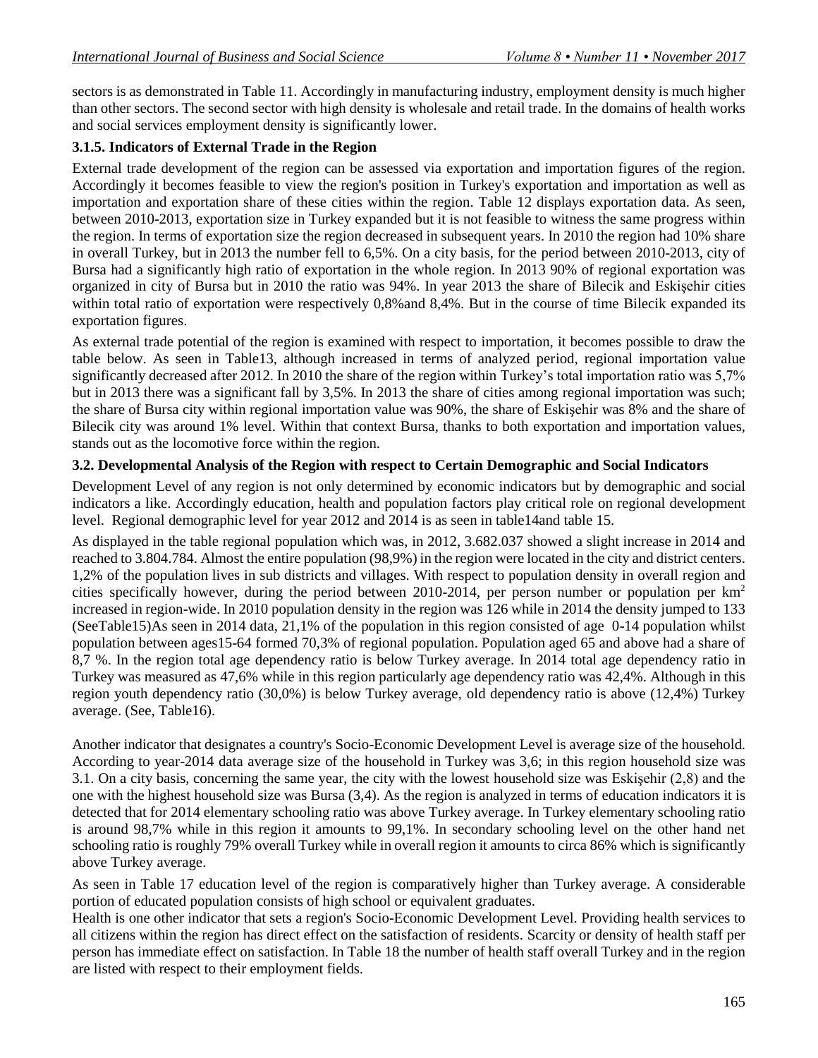sectors is as demonstrated in Table 11. Accordingly in manufacturing industry, employment density is much higher than other sectors. The second sector with high density is wholesale and retail trade. In the domains of health works and social services employment density is significantly lower.

### 3.1.5. Indicators of External Trade in the Region

External trade development of the region can be assessed via exportation and importation figures of the region. Accordingly it becomes feasible to view the region's position in Turkey's exportation and importation as well as importation and exportation share of these cities within the region. Table 12 displays exportation data. As seen, between 2010-2013, exportation size in Turkey expanded but it is not feasible to witness the same progress within the region. In terms of exportation size the region decreased in subsequent years. In 2010 the region had 10% share in overall Turkey, but in 2013 the number fell to 6,5%. On a city basis, for the period between 2010-2013, city of Bursa had a significantly high ratio of exportation in the whole region. In 2013 90% of regional exportation was organized in city of Bursa but in 2010 the ratio was 94%. In year 2013 the share of Bilecik and Eskişehir cities within total ratio of exportation were respectively 0,8%and 8,4%. But in the course of time Bilecik expanded its exportation figures.

As external trade potential of the region is examined with respect to importation, it becomes possible to draw the table below. As seen in Table13, although increased in terms of analyzed period, regional importation value significantly decreased after 2012. In 2010 the share of the region within Turkey's total importation ratio was 5,7% but in 2013 there was a significant fall by 3,5%. In 2013 the share of cities among regional importation was such; the share of Bursa city within regional importation value was 90%, the share of Eskişehir was 8% and the share of Bilecik city was around 1% level. Within that context Bursa, thanks to both exportation and importation values, stands out as the locomotive force within the region.

### 3.2. Developmental Analysis of the Region with respect to Certain Demographic and Social Indicators

Development Level of any region is not only determined by economic indicators but by demographic and social indicators a like. Accordingly education, health and population factors play critical role on regional development level. Regional demographic level for year 2012 and 2014 is as seen in table14and table 15.

As displayed in the table regional population which was, in 2012, 3.682.037 showed a slight increase in 2014 and reached to 3.804.784. Almost the entire population (98,9%) in the region were located in the city and district centers. 1,2% of the population lives in sub districts and villages. With respect to population density in overall region and cities specifically however, during the period between 2010-2014, per person number or population per km$^2$ increased in region-wide. In 2010 population density in the region was 126 while in 2014 the density jumped to 133 (SeeTable15)As seen in 2014 data, 21,1% of the population in this region consisted of age 0-14 population whilst population between ages15-64 formed 70,3% of regional population. Population aged 65 and above had a share of 8,7 %. In the region total age dependency ratio is below Turkey average. In 2014 total age dependency ratio in Turkey was measured as 47,6% while in this region particularly age dependency ratio was 42,4%. Although in this region youth dependency ratio (30,0%) is below Turkey average, old dependency ratio is above (12,4%) Turkey average. (See, Table16).

Another indicator that designates a country's Socio-Economic Development Level is average size of the household. According to year-2014 data average size of the household in Turkey was 3,6; in this region household size was 3.1. On a city basis, concerning the same year, the city with the lowest household size was Eskişehir (2,8) and the one with the highest household size was Bursa (3,4). As the region is analyzed in terms of education indicators it is detected that for 2014 elementary schooling ratio was above Turkey average. In Turkey elementary schooling ratio is around 98,7% while in this region it amounts to 99,1%. In secondary schooling level on the other hand net schooling ratio is roughly 79% overall Turkey while in overall region it amounts to circa 86% which is significantly above Turkey average.

As seen in Table 17 education level of the region is comparatively higher than Turkey average. A considerable portion of educated population consists of high school or equivalent graduates.

Health is one other indicator that sets a region's Socio-Economic Development Level. Providing health services to all citizens within the region has direct effect on the satisfaction of residents. Scarcity or density of health staff per person has immediate effect on satisfaction. In Table 18 the number of health staff overall Turkey and in the region are listed with respect to their employment fields.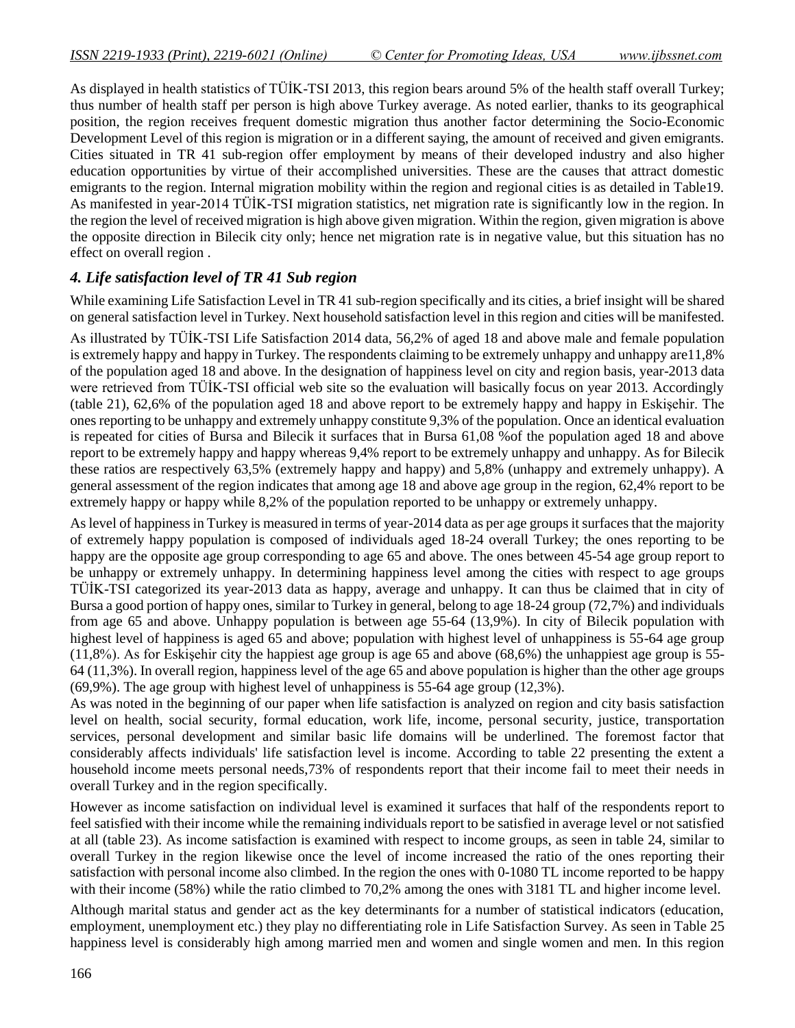As displayed in health statistics of TÜİK-TSI 2013, this region bears around 5% of the health staff overall Turkey; thus number of health staff per person is high above Turkey average. As noted earlier, thanks to its geographical position, the region receives frequent domestic migration thus another factor determining the Socio-Economic Development Level of this region is migration or in a different saying, the amount of received and given emigrants. Cities situated in TR 41 sub-region offer employment by means of their developed industry and also higher education opportunities by virtue of their accomplished universities. These are the causes that attract domestic emigrants to the region. Internal migration mobility within the region and regional cities is as detailed in Table19. As manifested in year-2014 TÜİK-TSI migration statistics, net migration rate is significantly low in the region. In the region the level of received migration is high above given migration. Within the region, given migration is above the opposite direction in Bilecik city only; hence net migration rate is in negative value, but this situation has no effect on overall region .

### *4. Life satisfaction level of TR 41 Sub region*

While examining Life Satisfaction Level in TR 41 sub-region specifically and its cities, a brief insight will be shared on general satisfaction level in Turkey. Next household satisfaction level in this region and cities will be manifested.

As illustrated by TÜİK-TSI Life Satisfaction 2014 data, 56,2% of aged 18 and above male and female population is extremely happy and happy in Turkey. The respondents claiming to be extremely unhappy and unhappy are11,8% of the population aged 18 and above. In the designation of happiness level on city and region basis, year-2013 data were retrieved from TÜİK-TSI official web site so the evaluation will basically focus on year 2013. Accordingly (table 21), 62,6% of the population aged 18 and above report to be extremely happy and happy in Eskişehir. The ones reporting to be unhappy and extremely unhappy constitute 9,3% of the population. Once an identical evaluation is repeated for cities of Bursa and Bilecik it surfaces that in Bursa 61,08 %of the population aged 18 and above report to be extremely happy and happy whereas 9,4% report to be extremely unhappy and unhappy. As for Bilecik these ratios are respectively 63,5% (extremely happy and happy) and 5,8% (unhappy and extremely unhappy). A general assessment of the region indicates that among age 18 and above age group in the region, 62,4% report to be extremely happy or happy while 8,2% of the population reported to be unhappy or extremely unhappy.

As level of happiness in Turkey is measured in terms of year-2014 data as per age groups it surfaces that the majority of extremely happy population is composed of individuals aged 18-24 overall Turkey; the ones reporting to be happy are the opposite age group corresponding to age 65 and above. The ones between 45-54 age group report to be unhappy or extremely unhappy. In determining happiness level among the cities with respect to age groups TÜİK-TSI categorized its year-2013 data as happy, average and unhappy. It can thus be claimed that in city of Bursa a good portion of happy ones, similar to Turkey in general, belong to age 18-24 group (72,7%) and individuals from age 65 and above. Unhappy population is between age 55-64 (13,9%). In city of Bilecik population with highest level of happiness is aged 65 and above; population with highest level of unhappiness is 55-64 age group (11,8%). As for Eskişehir city the happiest age group is age 65 and above (68,6%) the unhappiest age group is 55-64 (11,3%). In overall region, happiness level of the age 65 and above population is higher than the other age groups (69,9%). The age group with highest level of unhappiness is 55-64 age group (12,3%).

As was noted in the beginning of our paper when life satisfaction is analyzed on region and city basis satisfaction level on health, social security, formal education, work life, income, personal security, justice, transportation services, personal development and similar basic life domains will be underlined. The foremost factor that considerably affects individuals' life satisfaction level is income. According to table 22 presenting the extent a household income meets personal needs,73% of respondents report that their income fail to meet their needs in overall Turkey and in the region specifically.

However as income satisfaction on individual level is examined it surfaces that half of the respondents report to feel satisfied with their income while the remaining individuals report to be satisfied in average level or not satisfied at all (table 23). As income satisfaction is examined with respect to income groups, as seen in table 24, similar to overall Turkey in the region likewise once the level of income increased the ratio of the ones reporting their satisfaction with personal income also climbed. In the region the ones with 0-1080 TL income reported to be happy with their income (58%) while the ratio climbed to 70,2% among the ones with 3181 TL and higher income level.

Although marital status and gender act as the key determinants for a number of statistical indicators (education, employment, unemployment etc.) they play no differentiating role in Life Satisfaction Survey. As seen in Table 25 happiness level is considerably high among married men and women and single women and men. In this region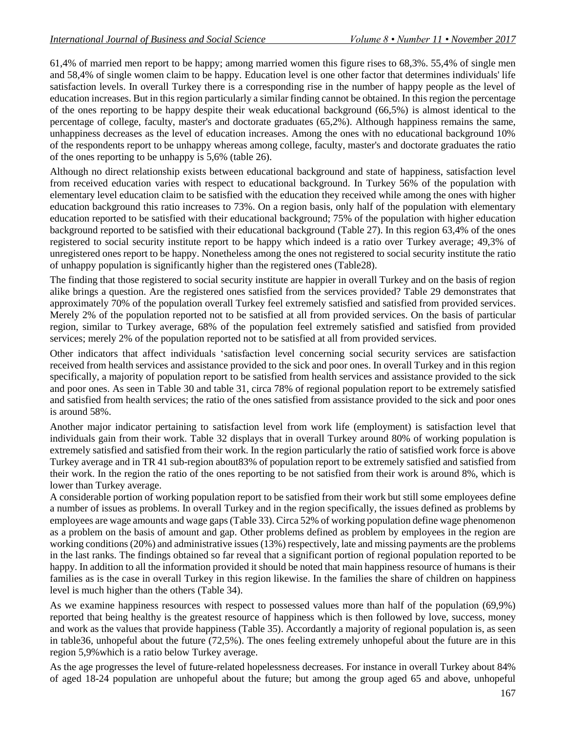61,4% of married men report to be happy; among married women this figure rises to 68,3%. 55,4% of single men and 58,4% of single women claim to be happy. Education level is one other factor that determines individuals' life satisfaction levels. In overall Turkey there is a corresponding rise in the number of happy people as the level of education increases. But in this region particularly a similar finding cannot be obtained. In this region the percentage of the ones reporting to be happy despite their weak educational background (66,5%) is almost identical to the percentage of college, faculty, master's and doctorate graduates (65,2%). Although happiness remains the same, unhappiness decreases as the level of education increases. Among the ones with no educational background 10% of the respondents report to be unhappy whereas among college, faculty, master's and doctorate graduates the ratio of the ones reporting to be unhappy is 5,6% (table 26).

Although no direct relationship exists between educational background and state of happiness, satisfaction level from received education varies with respect to educational background. In Turkey 56% of the population with elementary level education claim to be satisfied with the education they received while among the ones with higher education background this ratio increases to 73%. On a region basis, only half of the population with elementary education reported to be satisfied with their educational background; 75% of the population with higher education background reported to be satisfied with their educational background (Table 27). In this region 63,4% of the ones registered to social security institute report to be happy which indeed is a ratio over Turkey average; 49,3% of unregistered ones report to be happy. Nonetheless among the ones not registered to social security institute the ratio of unhappy population is significantly higher than the registered ones (Table28).

The finding that those registered to social security institute are happier in overall Turkey and on the basis of region alike brings a question. Are the registered ones satisfied from the services provided? Table 29 demonstrates that approximately 70% of the population overall Turkey feel extremely satisfied and satisfied from provided services. Merely 2% of the population reported not to be satisfied at all from provided services. On the basis of particular region, similar to Turkey average, 68% of the population feel extremely satisfied and satisfied from provided services; merely 2% of the population reported not to be satisfied at all from provided services.

Other indicators that affect individuals 'satisfaction level concerning social security services are satisfaction received from health services and assistance provided to the sick and poor ones. In overall Turkey and in this region specifically, a majority of population report to be satisfied from health services and assistance provided to the sick and poor ones. As seen in Table 30 and table 31, circa 78% of regional population report to be extremely satisfied and satisfied from health services; the ratio of the ones satisfied from assistance provided to the sick and poor ones is around 58%.

Another major indicator pertaining to satisfaction level from work life (employment) is satisfaction level that individuals gain from their work. Table 32 displays that in overall Turkey around 80% of working population is extremely satisfied and satisfied from their work. In the region particularly the ratio of satisfied work force is above Turkey average and in TR 41 sub-region about83% of population report to be extremely satisfied and satisfied from their work. In the region the ratio of the ones reporting to be not satisfied from their work is around 8%, which is lower than Turkey average.

A considerable portion of working population report to be satisfied from their work but still some employees define a number of issues as problems. In overall Turkey and in the region specifically, the issues defined as problems by employees are wage amounts and wage gaps (Table 33). Circa 52% of working population define wage phenomenon as a problem on the basis of amount and gap. Other problems defined as problem by employees in the region are working conditions (20%) and administrative issues (13%) respectively, late and missing payments are the problems in the last ranks. The findings obtained so far reveal that a significant portion of regional population reported to be happy. In addition to all the information provided it should be noted that main happiness resource of humans is their families as is the case in overall Turkey in this region likewise. In the families the share of children on happiness level is much higher than the others (Table 34).

As we examine happiness resources with respect to possessed values more than half of the population (69,9%) reported that being healthy is the greatest resource of happiness which is then followed by love, success, money and work as the values that provide happiness (Table 35). Accordantly a majority of regional population is, as seen in table36, unhopeful about the future (72,5%). The ones feeling extremely unhopeful about the future are in this region 5,9%which is a ratio below Turkey average.

As the age progresses the level of future-related hopelessness decreases. For instance in overall Turkey about 84% of aged 18-24 population are unhopeful about the future; but among the group aged 65 and above, unhopeful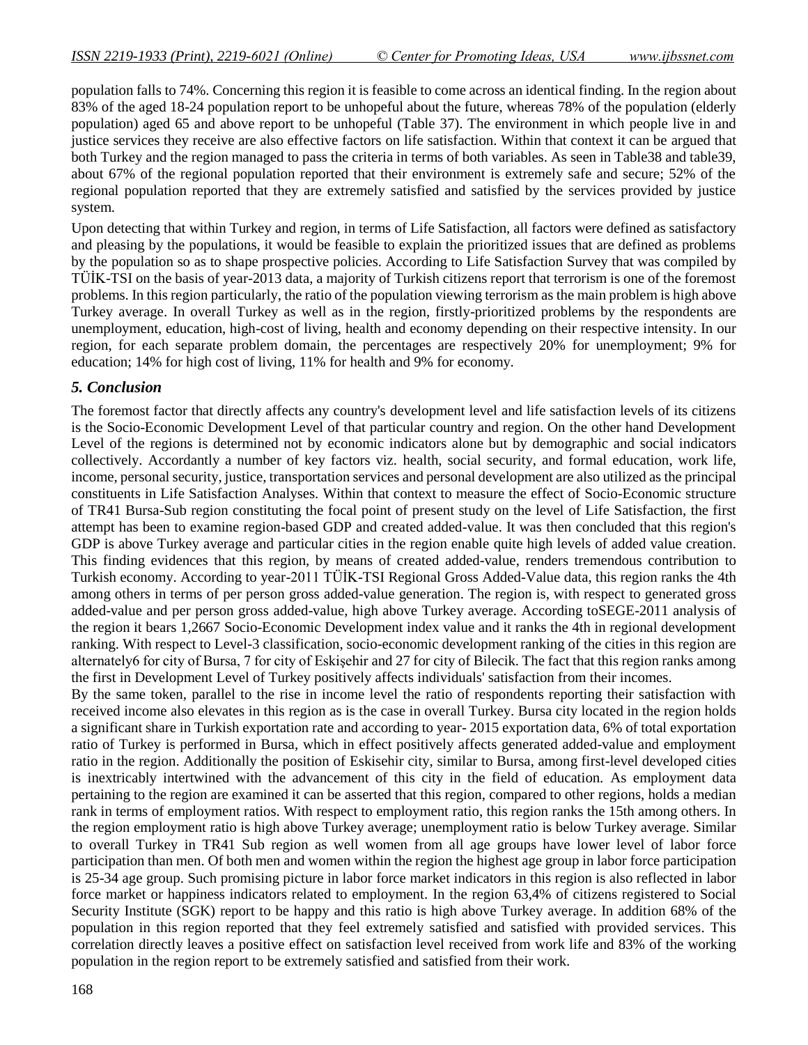population falls to 74%. Concerning this region it is feasible to come across an identical finding. In the region about 83% of the aged 18-24 population report to be unhopeful about the future, whereas 78% of the population (elderly population) aged 65 and above report to be unhopeful (Table 37). The environment in which people live in and justice services they receive are also effective factors on life satisfaction. Within that context it can be argued that both Turkey and the region managed to pass the criteria in terms of both variables. As seen in Table38 and table39, about 67% of the regional population reported that their environment is extremely safe and secure; 52% of the regional population reported that they are extremely satisfied and satisfied by the services provided by justice system.

Upon detecting that within Turkey and region, in terms of Life Satisfaction, all factors were defined as satisfactory and pleasing by the populations, it would be feasible to explain the prioritized issues that are defined as problems by the population so as to shape prospective policies. According to Life Satisfaction Survey that was compiled by TÜİK-TSI on the basis of year-2013 data, a majority of Turkish citizens report that terrorism is one of the foremost problems. In this region particularly, the ratio of the population viewing terrorism as the main problem is high above Turkey average. In overall Turkey as well as in the region, firstly-prioritized problems by the respondents are unemployment, education, high-cost of living, health and economy depending on their respective intensity. In our region, for each separate problem domain, the percentages are respectively 20% for unemployment; 9% for education; 14% for high cost of living, 11% for health and 9% for economy.

## *5. Conclusion*

The foremost factor that directly affects any country's development level and life satisfaction levels of its citizens is the Socio-Economic Development Level of that particular country and region. On the other hand Development Level of the regions is determined not by economic indicators alone but by demographic and social indicators collectively. Accordantly a number of key factors viz. health, social security, and formal education, work life, income, personal security, justice, transportation services and personal development are also utilized as the principal constituents in Life Satisfaction Analyses. Within that context to measure the effect of Socio-Economic structure of TR41 Bursa-Sub region constituting the focal point of present study on the level of Life Satisfaction, the first attempt has been to examine region-based GDP and created added-value. It was then concluded that this region's GDP is above Turkey average and particular cities in the region enable quite high levels of added value creation. This finding evidences that this region, by means of created added-value, renders tremendous contribution to Turkish economy. According to year-2011 TÜİK-TSI Regional Gross Added-Value data, this region ranks the 4th among others in terms of per person gross added-value generation. The region is, with respect to generated gross added-value and per person gross added-value, high above Turkey average. According toSEGE-2011 analysis of the region it bears 1,2667 Socio-Economic Development index value and it ranks the 4th in regional development ranking. With respect to Level-3 classification, socio-economic development ranking of the cities in this region are alternately6 for city of Bursa, 7 for city of Eskişehir and 27 for city of Bilecik. The fact that this region ranks among the first in Development Level of Turkey positively affects individuals' satisfaction from their incomes.

By the same token, parallel to the rise in income level the ratio of respondents reporting their satisfaction with received income also elevates in this region as is the case in overall Turkey. Bursa city located in the region holds a significant share in Turkish exportation rate and according to year- 2015 exportation data, 6% of total exportation ratio of Turkey is performed in Bursa, which in effect positively affects generated added-value and employment ratio in the region. Additionally the position of Eskisehir city, similar to Bursa, among first-level developed cities is inextricably intertwined with the advancement of this city in the field of education. As employment data pertaining to the region are examined it can be asserted that this region, compared to other regions, holds a median rank in terms of employment ratios. With respect to employment ratio, this region ranks the 15th among others. In the region employment ratio is high above Turkey average; unemployment ratio is below Turkey average. Similar to overall Turkey in TR41 Sub region as well women from all age groups have lower level of labor force participation than men. Of both men and women within the region the highest age group in labor force participation is 25-34 age group. Such promising picture in labor force market indicators in this region is also reflected in labor force market or happiness indicators related to employment. In the region 63,4% of citizens registered to Social Security Institute (SGK) report to be happy and this ratio is high above Turkey average. In addition 68% of the population in this region reported that they feel extremely satisfied and satisfied with provided services. This correlation directly leaves a positive effect on satisfaction level received from work life and 83% of the working population in the region report to be extremely satisfied and satisfied from their work.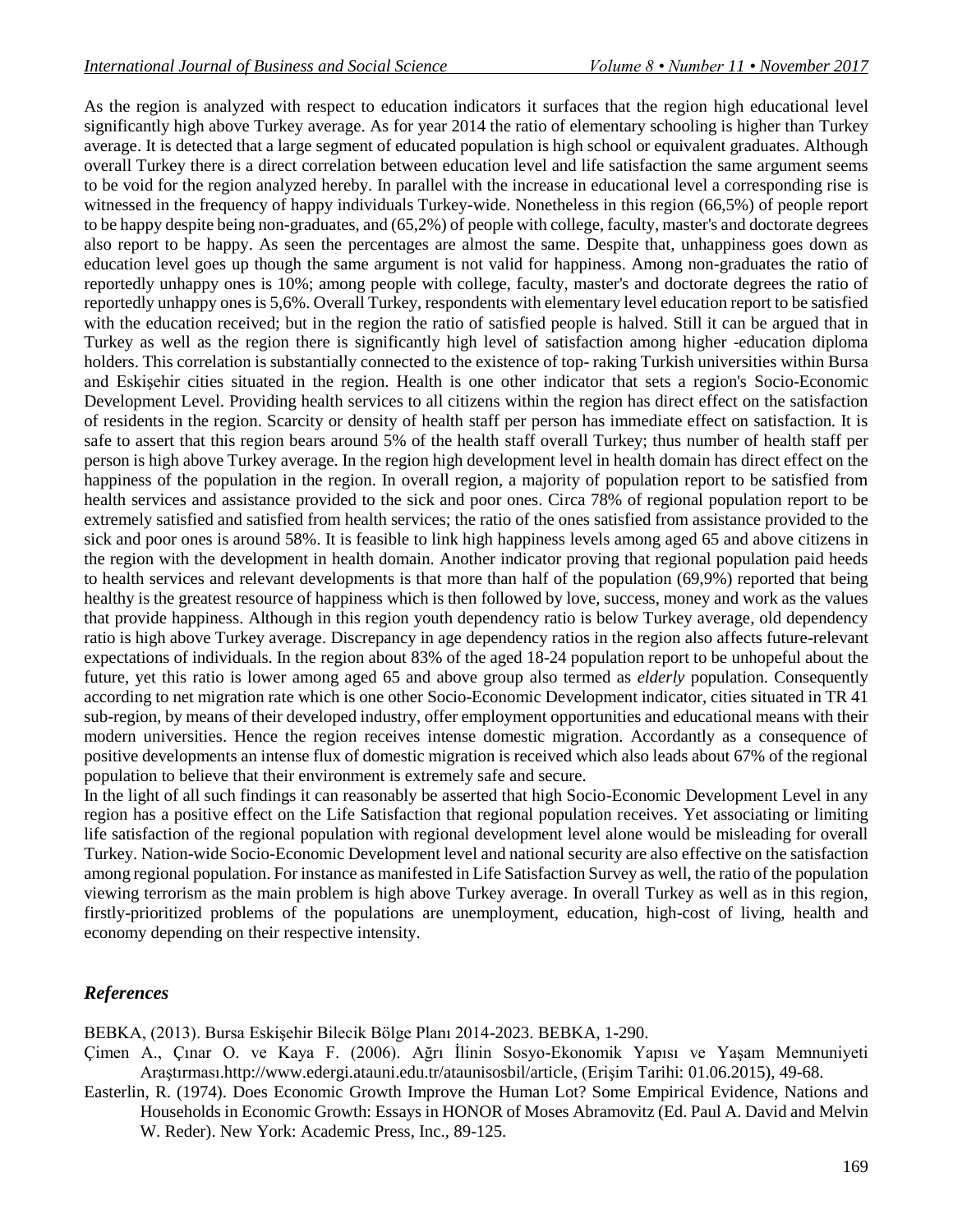As the region is analyzed with respect to education indicators it surfaces that the region high educational level significantly high above Turkey average. As for year 2014 the ratio of elementary schooling is higher than Turkey average. It is detected that a large segment of educated population is high school or equivalent graduates. Although overall Turkey there is a direct correlation between education level and life satisfaction the same argument seems to be void for the region analyzed hereby. In parallel with the increase in educational level a corresponding rise is witnessed in the frequency of happy individuals Turkey-wide. Nonetheless in this region (66,5%) of people report to be happy despite being non-graduates, and (65,2%) of people with college, faculty, master's and doctorate degrees also report to be happy. As seen the percentages are almost the same. Despite that, unhappiness goes down as education level goes up though the same argument is not valid for happiness. Among non-graduates the ratio of reportedly unhappy ones is 10%; among people with college, faculty, master's and doctorate degrees the ratio of reportedly unhappy ones is 5,6%. Overall Turkey, respondents with elementary level education report to be satisfied with the education received; but in the region the ratio of satisfied people is halved. Still it can be argued that in Turkey as well as the region there is significantly high level of satisfaction among higher -education diploma holders. This correlation is substantially connected to the existence of top- raking Turkish universities within Bursa and Eskişehir cities situated in the region. Health is one other indicator that sets a region's Socio-Economic Development Level. Providing health services to all citizens within the region has direct effect on the satisfaction of residents in the region. Scarcity or density of health staff per person has immediate effect on satisfaction. It is safe to assert that this region bears around 5% of the health staff overall Turkey; thus number of health staff per person is high above Turkey average. In the region high development level in health domain has direct effect on the happiness of the population in the region. In overall region, a majority of population report to be satisfied from health services and assistance provided to the sick and poor ones. Circa 78% of regional population report to be extremely satisfied and satisfied from health services; the ratio of the ones satisfied from assistance provided to the sick and poor ones is around 58%. It is feasible to link high happiness levels among aged 65 and above citizens in the region with the development in health domain. Another indicator proving that regional population paid heeds to health services and relevant developments is that more than half of the population (69,9%) reported that being healthy is the greatest resource of happiness which is then followed by love, success, money and work as the values that provide happiness. Although in this region youth dependency ratio is below Turkey average, old dependency ratio is high above Turkey average. Discrepancy in age dependency ratios in the region also affects future-relevant expectations of individuals. In the region about 83% of the aged 18-24 population report to be unhopeful about the future, yet this ratio is lower among aged 65 and above group also termed as *elderly* population. Consequently according to net migration rate which is one other Socio-Economic Development indicator, cities situated in TR 41 sub-region, by means of their developed industry, offer employment opportunities and educational means with their modern universities. Hence the region receives intense domestic migration. Accordantly as a consequence of positive developments an intense flux of domestic migration is received which also leads about 67% of the regional population to believe that their environment is extremely safe and secure.

In the light of all such findings it can reasonably be asserted that high Socio-Economic Development Level in any region has a positive effect on the Life Satisfaction that regional population receives. Yet associating or limiting life satisfaction of the regional population with regional development level alone would be misleading for overall Turkey. Nation-wide Socio-Economic Development level and national security are also effective on the satisfaction among regional population. For instance as manifested in Life Satisfaction Survey as well, the ratio of the population viewing terrorism as the main problem is high above Turkey average. In overall Turkey as well as in this region, firstly-prioritized problems of the populations are unemployment, education, high-cost of living, health and economy depending on their respective intensity.

## *References*

BEBKA, (2013). Bursa Eskişehir Bilecik Bölge Planı 2014-2023. BEBKA, 1-290.

Çimen A., Çınar O. ve Kaya F. (2006). Ağrı İlinin Sosyo-Ekonomik Yapısı ve Yaşam Memnuniyeti Araştırması.http://www.edergi.atauni.edu.tr/ataunisosbil/article, (Erişim Tarihi: 01.06.2015), 49-68.

Easterlin, R. (1974). Does Economic Growth Improve the Human Lot? Some Empirical Evidence, Nations and Households in Economic Growth: Essays in HONOR of Moses Abramovitz (Ed. Paul A. David and Melvin W. Reder). New York: Academic Press, Inc., 89-125.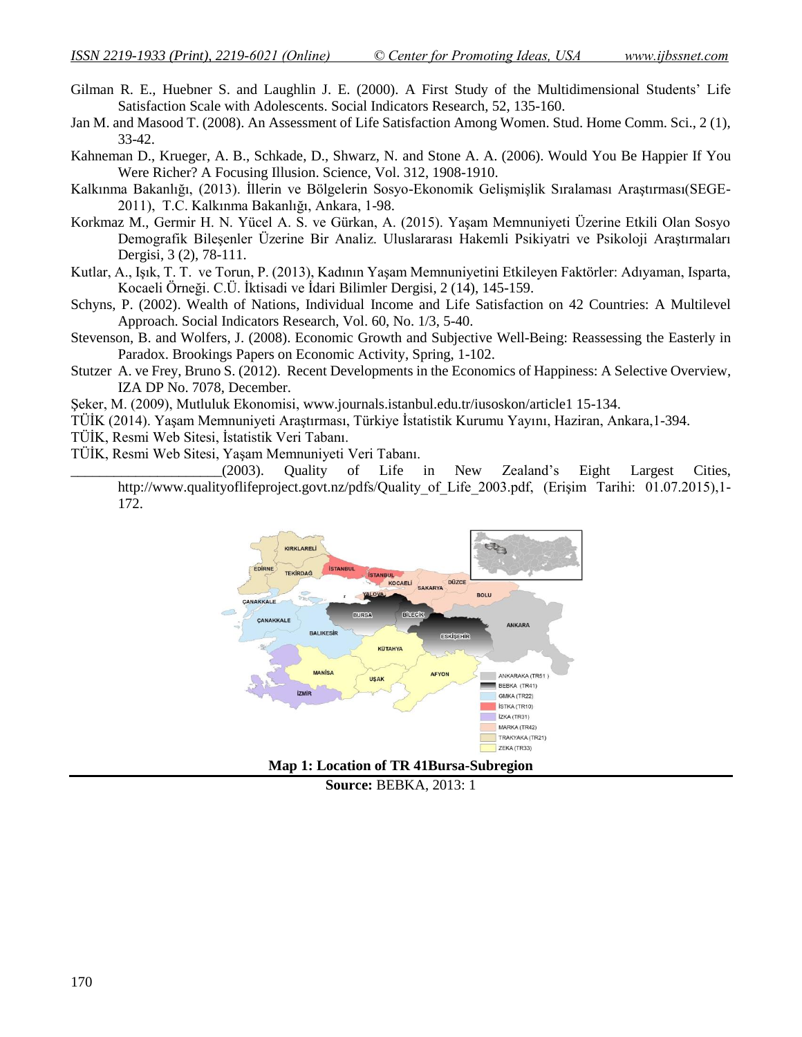Gilman R. E., Huebner S. and Laughlin J. E. (2000). A First Study of the Multidimensional Students' Life Satisfaction Scale with Adolescents. Social Indicators Research, 52, 135-160.

Jan M. and Masood T. (2008). An Assessment of Life Satisfaction Among Women. Stud. Home Comm. Sci., 2 (1), 33-42.

Kahneman D., Krueger, A. B., Schkade, D., Shwarz, N. and Stone A. A. (2006). Would You Be Happier If You Were Richer? A Focusing Illusion. Science, Vol. 312, 1908-1910.

Kalkınma Bakanlığı, (2013). İllerin ve Bölgelerin Sosyo-Ekonomik Gelişmişlik Sıralaması Araştırması(SEGE-2011), T.C. Kalkınma Bakanlığı, Ankara, 1-98.

Korkmaz M., Germir H. N. Yücel A. S. ve Gürkan, A. (2015). Yaşam Memnuniyeti Üzerine Etkili Olan Sosyo Demografik Bileşenler Üzerine Bir Analiz. Uluslararası Hakemli Psikiyatri ve Psikoloji Araştırmaları Dergisi, 3 (2), 78-111.

Kutlar, A., Işık, T. T. ve Torun, P. (2013), Kadının Yaşam Memnuniyetini Etkileyen Faktörler: Adıyaman, Isparta, Kocaeli Örneği. C.Ü. İktisadi ve İdari Bilimler Dergisi, 2 (14), 145-159.

Schyns, P. (2002). Wealth of Nations, Individual Income and Life Satisfaction on 42 Countries: A Multilevel Approach. Social Indicators Research, Vol. 60, No. 1/3, 5-40.

Stevenson, B. and Wolfers, J. (2008). Economic Growth and Subjective Well-Being: Reassessing the Easterly in Paradox. Brookings Papers on Economic Activity, Spring, 1-102.

Stutzer A. ve Frey, Bruno S. (2012). Recent Developments in the Economics of Happiness: A Selective Overview, IZA DP No. 7078, December.

Şeker, M. (2009), Mutluluk Ekonomisi, www.journals.istanbul.edu.tr/iusoskon/article1 15-134.

TÜİK (2014). Yaşam Memnuniyeti Araştırması, Türkiye İstatistik Kurumu Yayını, Haziran, Ankara,1-394.

TÜİK, Resmi Web Sitesi, İstatistik Veri Tabanı.

TÜİK, Resmi Web Sitesi, Yaşam Memnuniyeti Veri Tabanı.

____________________(2003). Quality of Life in New Zealand's Eight Largest Cities, http://www.qualityoflifeproject.govt.nz/pdfs/Quality_of_Life_2003.pdf, (Erişim Tarihi: 01.07.2015),1-172.

**Map 1: Location of TR 41Bursa-Subregion**

**Source:** BEBKA, 2013: 1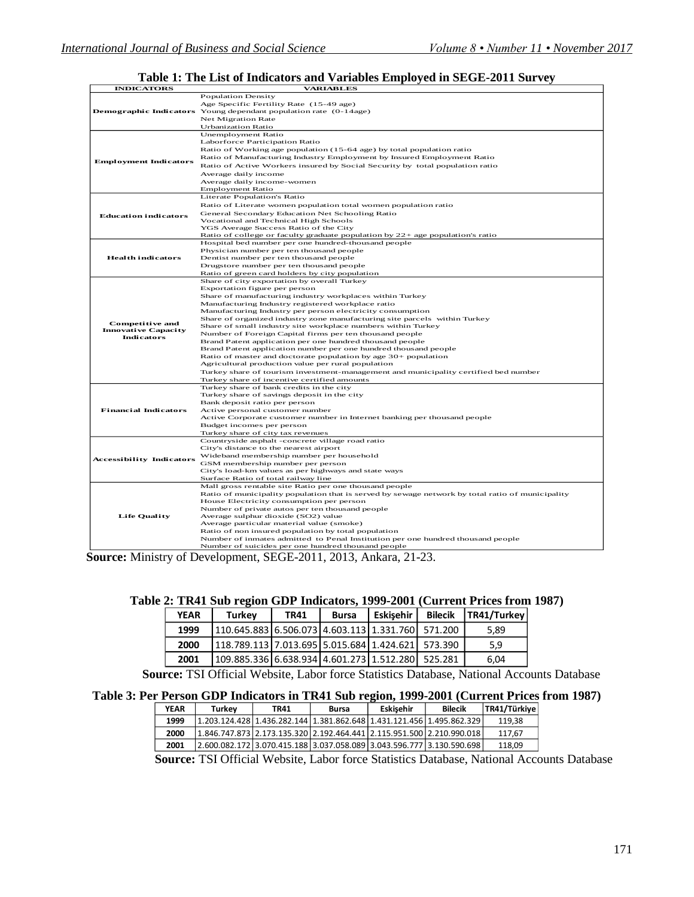**Table 1: The List of Indicators and Variables Employed in SEGE-2011 Survey**

| INDICATORS | VARIABLES |
|---|---|
| Demographic Indicators | Population Density |
| | Age Specific Fertility Rate (15-49 age) |
| | Young dependant population rate (0-14age) |
| | Net Migration Rate |
| | Urbanization Ratio |
| Employment Indicators | Unemployment Ratio |
| | Laborforce Participation Ratio |
| | Ratio of Working age population (15-64 age) by total population ratio |
| | Ratio of Manufacturing Industry Employment by Insured Employment Ratio |
| | Ratio of Active Workers insured by Social Security by total population ratio |
| | Average daily income |
| | Average daily income-women |
| | Employment Ratio |
| Education indicators | Literate Population's Ratio |
| | Ratio of Literate women population total women population ratio |
| | General Secondary Education Net Schooling Ratio |
| | Vocational and Technical High Schools |
| | YGS Average Success Ratio of the City |
| | Ratio of college or faculty graduate population by 22+ age population's ratio |
| Health indicators | Hospital bed number per one hundred-thousand people |
| | Physician number per ten thousand people |
| | Dentist number per ten thousand people |
| | Drugstore number per ten thousand people |
| | Ratio of green card holders by city population |
| Competitive and Innovative Capacity Indicators | Share of city exportation by overall Turkey |
| | Exportation figure per person |
| | Share of manufacturing industry workplaces within Turkey |
| | Manufacturing Industry registered workplace ratio |
| | Manufacturing Industry per person electricity consumption |
| | Share of organized industry zone manufacturing site parcels within Turkey |
| | Share of small industry site workplace numbers within Turkey |
| | Number of Foreign Capital firms per ten thousand people |
| | Brand Patent application per one hundred thousand people |
| | Brand Patent application number per one hundred thousand people |
| | Ratio of master and doctorate population by age 30+ population |
| | Agricultural production value per rural population |
| | Turkey share of tourism investment-management and municipality certified bed number |
| | Turkey share of incentive certified amounts |
| Financial Indicators | Turkey share of bank credits in the city |
| | Turkey share of savings deposit in the city |
| | Bank deposit ratio per person |
| | Active personal customer number |
| | Active Corporate customer number in Internet banking per thousand people |
| | Budget incomes per person |
| | Turkey share of city tax revenues |
| Accessibility Indicators | Countryside asphalt -concrete village road ratio |
| | City's distance to the nearest airport |
| | Wideband membership number per household |
| | GSM membership number per person |
| | City's load-km values as per highways and state ways |
| | Surface Ratio of total railway line |
| Life Quality | Mall gross rentable site Ratio per one thousand people |
| | Ratio of municipality population that is served by sewage network by total ratio of municipality |
| | House Electricity consumption per person |
| | Number of private autos per ten thousand people |
| | Average sulphur dioxide (SO2) value |
| | Average particular material value (smoke) |
| | Ratio of non insured population by total population |
| | Number of inmates admitted to Penal Institution per one hundred thousand people |
| | Number of suicides per one hundred thousand people |

**Source:** Ministry of Development, SEGE-2011, 2013, Ankara, 21-23.

**Table 2: TR41 Sub region GDP Indicators, 1999-2001 (Current Prices from 1987)**

| YEAR | Turkey | TR41 | Bursa | Eskişehir | Bilecik | TR41/Turkey |
|---|---|---|---|---|---|---|
| 1999 | 110.645.883 | 6.506.073 | 4.603.113 | 1.331.760 | 571.200 | 5,89 |
| 2000 | 118.789.113 | 7.013.695 | 5.015.684 | 1.424.621 | 573.390 | 5,9 |
| 2001 | 109.885.336 | 6.638.934 | 4.601.273 | 1.512.280 | 525.281 | 6,04 |

**Source:** TSI Official Website, Labor force Statistics Database, National Accounts Database

**Table 3: Per Person GDP Indicators in TR41 Sub region, 1999-2001 (Current Prices from 1987)**

| YEAR | Turkey | TR41 | Bursa | Eskişehir | Bilecik | TR41/Türkiye |
|---|---|---|---|---|---|---|
| 1999 | 1.203.124.428 | 1.436.282.144 | 1.381.862.648 | 1.431.121.456 | 1.495.862.329 | 119,38 |
| 2000 | 1.846.747.873 | 2.173.135.320 | 2.192.464.441 | 2.115.951.500 | 2.210.990.018 | 117,67 |
| 2001 | 2.600.082.172 | 3.070.415.188 | 3.037.058.089 | 3.043.596.777 | 3.130.590.698 | 118,09 |

**Source:** TSI Official Website, Labor force Statistics Database, National Accounts Database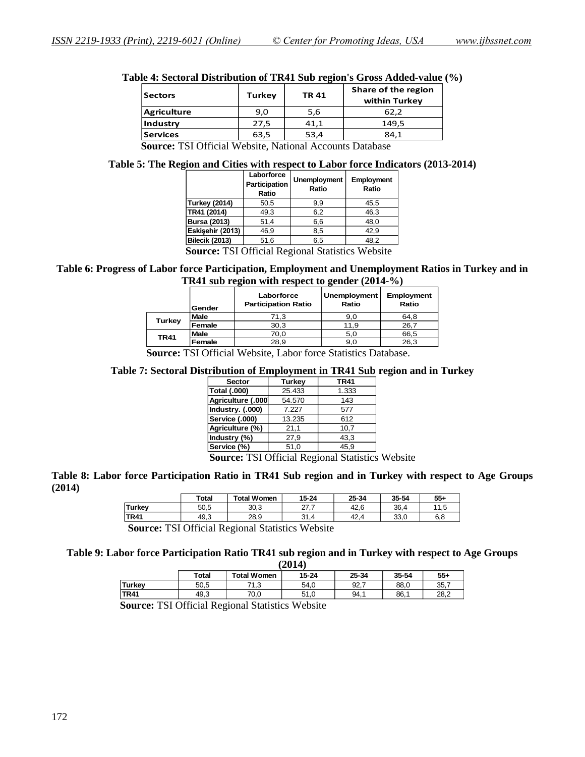**Table 4: Sectoral Distribution of TR41 Sub region's Gross Added-value (%)**

| Sectors | Turkey | TR 41 | Share of the region within Turkey |
|---|---|---|---|
| Agriculture | 9,0 | 5,6 | 62,2 |
| Industry | 27,5 | 41,1 | 149,5 |
| Services | 63,5 | 53,4 | 84,1 |

**Source:** TSI Official Website, National Accounts Database

**Table 5: The Region and Cities with respect to Labor force Indicators (2013-2014)**

| | Laborforce Participation Ratio | Unemployment Ratio | Employment Ratio |
|---|---|---|---|
| Turkey (2014) | 50,5 | 9,9 | 45,5 |
| TR41 (2014) | 49,3 | 6,2 | 46,3 |
| Bursa (2013) | 51,4 | 6,6 | 48,0 |
| Eskişehir (2013) | 46,9 | 8,5 | 42,9 |
| Bilecik (2013) | 51,6 | 6,5 | 48,2 |

**Source:** TSI Official Regional Statistics Website

**Table 6: Progress of Labor force Participation, Employment and Unemployment Ratios in Turkey and in TR41 sub region with respect to gender (2014-%)**

| | Gender | Laborforce Participation Ratio | Unemployment Ratio | Employment Ratio |
|---|---|---|---|---|
| Turkey | Male | 71,3 | 9,0 | 64,8 |
| | Female | 30,3 | 11,9 | 26,7 |
| TR41 | Male | 70,0 | 5,0 | 66,5 |
| | Female | 28,9 | 9,0 | 26,3 |

**Source:** TSI Official Website, Labor force Statistics Database.

**Table 7: Sectoral Distribution of Employment in TR41 Sub region and in Turkey**

| Sector | Turkey | TR41 |
|---|---|---|
| Total (.000) | 25.433 | 1.333 |
| Agriculture (.000 | 54.570 | 143 |
| Industry. (.000) | 7.227 | 577 |
| Service (.000) | 13.235 | 612 |
| Agriculture (%) | 21,1 | 10,7 |
| Industry (%) | 27,9 | 43,3 |
| Service (%) | 51,0 | 45,9 |

**Source:** TSI Official Regional Statistics Website

**Table 8: Labor force Participation Ratio in TR41 Sub region and in Turkey with respect to Age Groups (2014)**

| | Total | Total Women | 15-24 | 25-34 | 35-54 | 55+ |
|---|---|---|---|---|---|---|
| Turkey | 50,5 | 30,3 | 27,7 | 42,6 | 36,4 | 11,5 |
| TR41 | 49,3 | 28,9 | 31,4 | 42,4 | 33,0 | 6,8 |

**Source:** TSI Official Regional Statistics Website

**Table 9: Labor force Participation Ratio TR41 sub region and in Turkey with respect to Age Groups (2014)**

| | Total | Total Women | 15-24 | 25-34 | 35-54 | 55+ |
|---|---|---|---|---|---|---|
| Turkey | 50,5 | 71,3 | 54,0 | 92,7 | 88,0 | 35,7 |
| TR41 | 49,3 | 70,0 | 51,0 | 94,1 | 86,1 | 28,2 |

**Source:** TSI Official Regional Statistics Website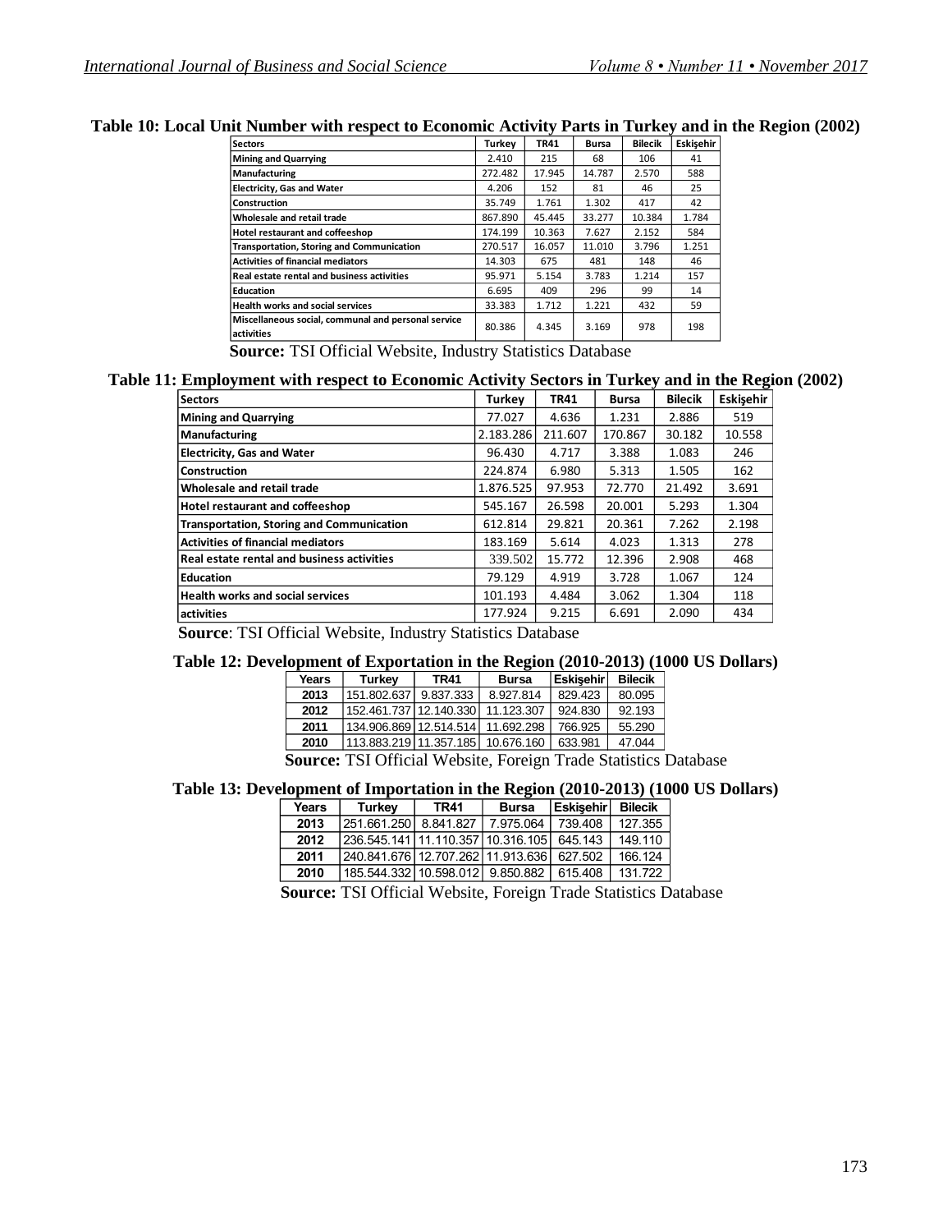**Table 10: Local Unit Number with respect to Economic Activity Parts in Turkey and in the Region (2002)**

| Sectors | Turkey | TR41 | Bursa | Bilecik | Eskişehir |
|---|---|---|---|---|---|
| Mining and Quarrying | 2.410 | 215 | 68 | 106 | 41 |
| Manufacturing | 272.482 | 17.945 | 14.787 | 2.570 | 588 |
| Electricity, Gas and Water | 4.206 | 152 | 81 | 46 | 25 |
| Construction | 35.749 | 1.761 | 1.302 | 417 | 42 |
| Wholesale and retail trade | 867.890 | 45.445 | 33.277 | 10.384 | 1.784 |
| Hotel restaurant and coffeeshop | 174.199 | 10.363 | 7.627 | 2.152 | 584 |
| Transportation, Storing and Communication | 270.517 | 16.057 | 11.010 | 3.796 | 1.251 |
| Activities of financial mediators | 14.303 | 675 | 481 | 148 | 46 |
| Real estate rental and business activities | 95.971 | 5.154 | 3.783 | 1.214 | 157 |
| Education | 6.695 | 409 | 296 | 99 | 14 |
| Health works and social services | 33.383 | 1.712 | 1.221 | 432 | 59 |
| Miscellaneous social, communal and personal service activities | 80.386 | 4.345 | 3.169 | 978 | 198 |

**Source:** TSI Official Website, Industry Statistics Database

**Table 11: Employment with respect to Economic Activity Sectors in Turkey and in the Region (2002)**

| Sectors | Turkey | TR41 | Bursa | Bilecik | Eskişehir |
|---|---|---|---|---|---|
| Mining and Quarrying | 77.027 | 4.636 | 1.231 | 2.886 | 519 |
| Manufacturing | 2.183.286 | 211.607 | 170.867 | 30.182 | 10.558 |
| Electricity, Gas and Water | 96.430 | 4.717 | 3.388 | 1.083 | 246 |
| Construction | 224.874 | 6.980 | 5.313 | 1.505 | 162 |
| Wholesale and retail trade | 1.876.525 | 97.953 | 72.770 | 21.492 | 3.691 |
| Hotel restaurant and coffeeshop | 545.167 | 26.598 | 20.001 | 5.293 | 1.304 |
| Transportation, Storing and Communication | 612.814 | 29.821 | 20.361 | 7.262 | 2.198 |
| Activities of financial mediators | 183.169 | 5.614 | 4.023 | 1.313 | 278 |
| Real estate rental and business activities | 339.502 | 15.772 | 12.396 | 2.908 | 468 |
| Education | 79.129 | 4.919 | 3.728 | 1.067 | 124 |
| Health works and social services | 101.193 | 4.484 | 3.062 | 1.304 | 118 |
| activities | 177.924 | 9.215 | 6.691 | 2.090 | 434 |

**Source**: TSI Official Website, Industry Statistics Database

**Table 12: Development of Exportation in the Region (2010-2013) (1000 US Dollars)**

| Years | Turkey | TR41 | Bursa | Eskişehir | Bilecik |
|---|---|---|---|---|---|
| 2013 | 151.802.637 | 9.837.333 | 8.927.814 | 829.423 | 80.095 |
| 2012 | 152.461.737 | 12.140.330 | 11.123.307 | 924.830 | 92.193 |
| 2011 | 134.906.869 | 12.514.514 | 11.692.298 | 766.925 | 55.290 |
| 2010 | 113.883.219 | 11.357.185 | 10.676.160 | 633.981 | 47.044 |

**Source:** TSI Official Website, Foreign Trade Statistics Database

**Table 13: Development of Importation in the Region (2010-2013) (1000 US Dollars)**

| Years | Turkey | TR41 | Bursa | Eskişehir | Bilecik |
|---|---|---|---|---|---|
| 2013 | 251.661.250 | 8.841.827 | 7.975.064 | 739.408 | 127.355 |
| 2012 | 236.545.141 | 11.110.357 | 10.316.105 | 645.143 | 149.110 |
| 2011 | 240.841.676 | 12.707.262 | 11.913.636 | 627.502 | 166.124 |
| 2010 | 185.544.332 | 10.598.012 | 9.850.882 | 615.408 | 131.722 |

**Source:** TSI Official Website, Foreign Trade Statistics Database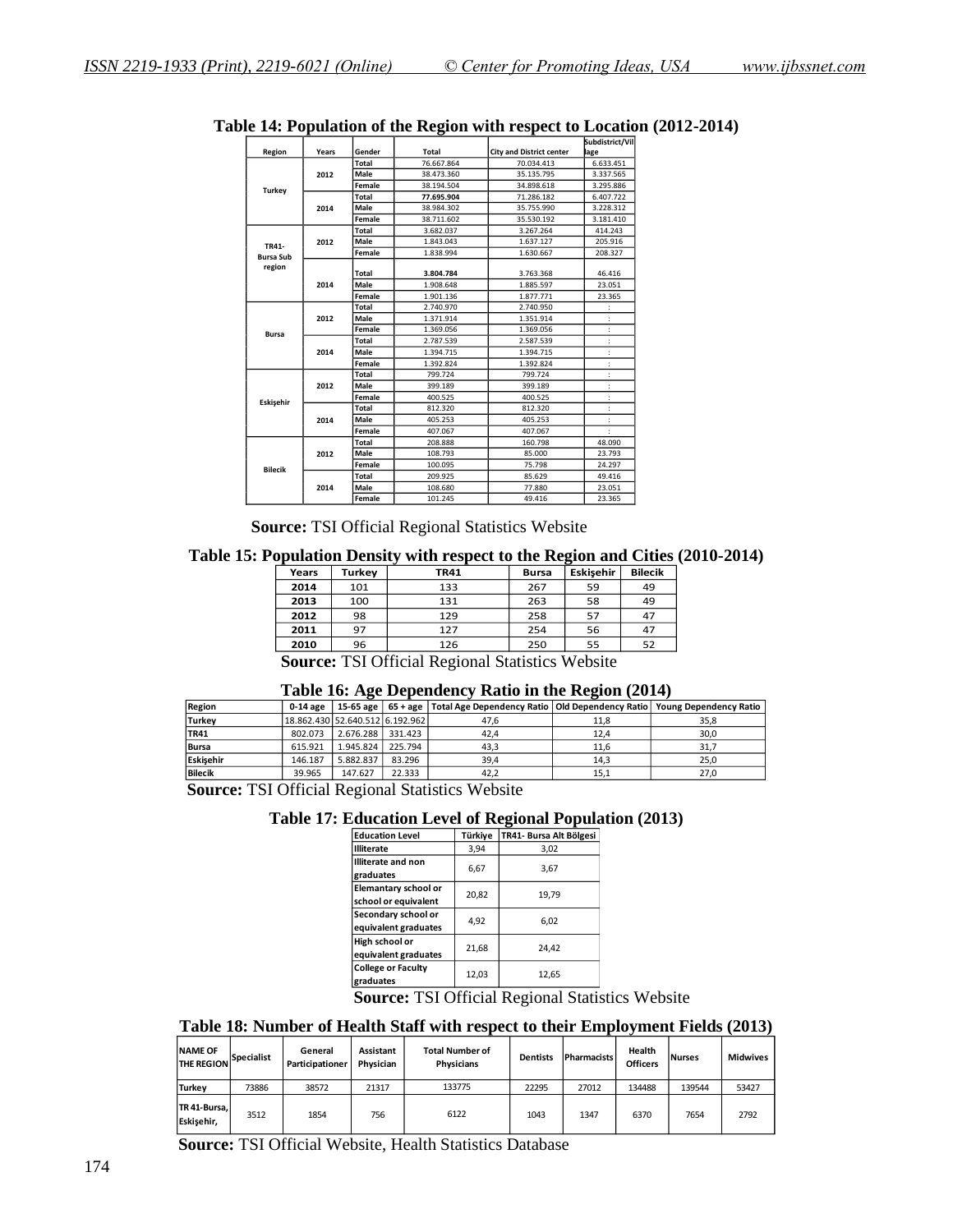**Table 14: Population of the Region with respect to Location (2012-2014)**

| Region | Years | Gender | Total | City and District center | Subdistrict/Village |
|---|---|---|---|---|---|
| Turkey | 2012 | Total | 76.667.864 | 70.034.413 | 6.633.451 |
| | | Male | 38.473.360 | 35.135.795 | 3.337.565 |
| | | Female | 38.194.504 | 34.898.618 | 3.295.886 |
| | 2014 | Total | **77.695.904** | 71.286.182 | 6.407.722 |
| | | Male | 38.984.302 | 35.755.990 | 3.228.312 |
| | | Female | 38.711.602 | 35.530.192 | 3.181.410 |
| TR41-Bursa Sub region | 2012 | Total | 3.682.037 | 3.267.264 | 414.243 |
| | | Male | 1.843.043 | 1.637.127 | 205.916 |
| | | Female | 1.838.994 | 1.630.667 | 208.327 |
| | 2014 | Total | **3.804.784** | 3.763.368 | 46.416 |
| | | Male | 1.908.648 | 1.885.597 | 23.051 |
| | | Female | 1.901.136 | 1.877.771 | 23.365 |
| Bursa | 2012 | Total | 2.740.970 | 2.740.950 | : |
| | | Male | 1.371.914 | 1.351.914 | : |
| | | Female | 1.369.056 | 1.369.056 | : |
| | 2014 | Total | 2.787.539 | 2.587.539 | : |
| | | Male | 1.394.715 | 1.394.715 | : |
| | | Female | 1.392.824 | 1.392.824 | : |
| Eskişehir | 2012 | Total | 799.724 | 799.724 | : |
| | | Male | 399.189 | 399.189 | : |
| | | Female | 400.525 | 400.525 | : |
| | 2014 | Total | 812.320 | 812.320 | : |
| | | Male | 405.253 | 405.253 | : |
| | | Female | 407.067 | 407.067 | : |
| Bilecik | 2012 | Total | 208.888 | 160.798 | 48.090 |
| | | Male | 108.793 | 85.000 | 23.793 |
| | | Female | 100.095 | 75.798 | 24.297 |
| | 2014 | Total | 209.925 | 85.629 | 49.416 |
| | | Male | 108.680 | 77.880 | 23.051 |
| | | Female | 101.245 | 49.416 | 23.365 |

**Source:** TSI Official Regional Statistics Website

**Table 15: Population Density with respect to the Region and Cities (2010-2014)**

| Years | Turkey | TR41 | Bursa | Eskişehir | Bilecik |
|---|---|---|---|---|---|
| 2014 | 101 | 133 | 267 | 59 | 49 |
| 2013 | 100 | 131 | 263 | 58 | 49 |
| 2012 | 98 | 129 | 258 | 57 | 47 |
| 2011 | 97 | 127 | 254 | 56 | 47 |
| 2010 | 96 | 126 | 250 | 55 | 52 |

**Source:** TSI Official Regional Statistics Website

**Table 16: Age Dependency Ratio in the Region (2014)**

| Region | 0-14 age | 15-65 age | 65 + age | Total Age Dependency Ratio | Old Dependency Ratio | Young Dependency Ratio |
|---|---|---|---|---|---|---|
| Turkey | 18.862.430 | 52.640.512 | 6.192.962 | 47,6 | 11,8 | 35,8 |
| TR41 | 802.073 | 2.676.288 | 331.423 | 42,4 | 12,4 | 30,0 |
| Bursa | 615.921 | 1.945.824 | 225.794 | 43,3 | 11,6 | 31,7 |
| Eskişehir | 146.187 | 5.882.837 | 83.296 | 39,4 | 14,3 | 25,0 |
| Bilecik | 39.965 | 147.627 | 22.333 | 42,2 | 15,1 | 27,0 |

**Source:** TSI Official Regional Statistics Website

**Table 17: Education Level of Regional Population (2013)**

| Education Level | Türkiye | TR41- Bursa Alt Bölgesi |
|---|---|---|
| Illiterate | 3,94 | 3,02 |
| Illiterate and non graduates | 6,67 | 3,67 |
| Elemantary school or school or equivalent | 20,82 | 19,79 |
| Secondary school or equivalent graduates | 4,92 | 6,02 |
| High school or equivalent graduates | 21,68 | 24,42 |
| College or Faculty graduates | 12,03 | 12,65 |

**Source:** TSI Official Regional Statistics Website

**Table 18: Number of Health Staff with respect to their Employment Fields (2013)**

| NAME OF THE REGION | Specialist | General Participationer | Assistant Physician | Total Number of Physicians | Dentists | Pharmacists | Health Officers | Nurses | Midwives |
|---|---|---|---|---|---|---|---|---|---|
| Turkey | 73886 | 38572 | 21317 | 133775 | 22295 | 27012 | 134488 | 139544 | 53427 |
| TR 41-Bursa, Eskişehir, | 3512 | 1854 | 756 | 6122 | 1043 | 1347 | 6370 | 7654 | 2792 |

**Source:** TSI Official Website, Health Statistics Database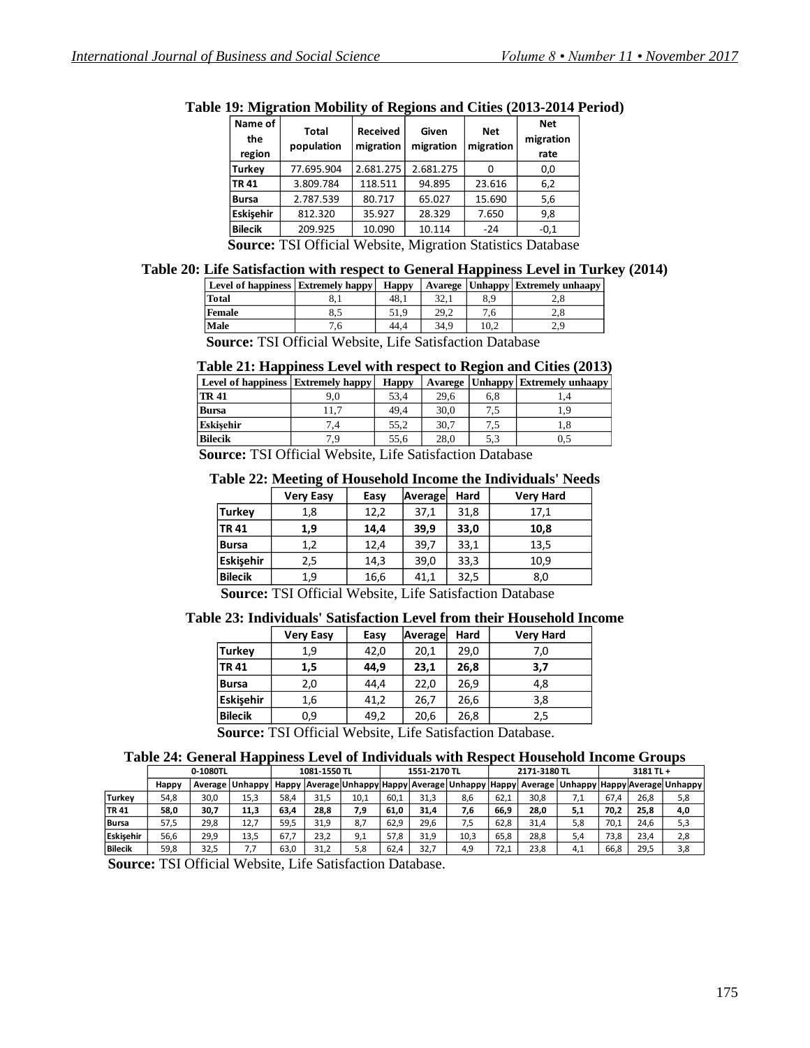**Table 19: Migration Mobility of Regions and Cities (2013-2014 Period)**

| Name of the region | Total population | Received migration | Given migration | Net migration | Net migration rate |
|---|---|---|---|---|---|
| Turkey | 77.695.904 | 2.681.275 | 2.681.275 | 0 | 0,0 |
| TR 41 | 3.809.784 | 118.511 | 94.895 | 23.616 | 6,2 |
| Bursa | 2.787.539 | 80.717 | 65.027 | 15.690 | 5,6 |
| Eskişehir | 812.320 | 35.927 | 28.329 | 7.650 | 9,8 |
| Bilecik | 209.925 | 10.090 | 10.114 | -24 | -0,1 |

**Source:** TSI Official Website, Migration Statistics Database

**Table 20: Life Satisfaction with respect to General Happiness Level in Turkey (2014)**

| Level of happiness | Extremely happy | Happy | Avarege | Unhappy | Extremely unhaapy |
|---|---|---|---|---|---|
| Total | 8,1 | 48,1 | 32,1 | 8,9 | 2,8 |
| Female | 8,5 | 51,9 | 29,2 | 7,6 | 2,8 |
| Male | 7,6 | 44,4 | 34,9 | 10,2 | 2,9 |

**Source:** TSI Official Website, Life Satisfaction Database

**Table 21: Happiness Level with respect to Region and Cities (2013)**

| Level of happiness | Extremely happy | Happy | Avarege | Unhappy | Extremely unhaapy |
|---|---|---|---|---|---|
| TR 41 | 9,0 | 53,4 | 29,6 | 6,8 | 1,4 |
| Bursa | 11,7 | 49,4 | 30,0 | 7,5 | 1,9 |
| Eskişehir | 7,4 | 55,2 | 30,7 | 7,5 | 1,8 |
| Bilecik | 7,9 | 55,6 | 28,0 | 5,3 | 0,5 |

**Source:** TSI Official Website, Life Satisfaction Database

**Table 22: Meeting of Household Income the Individuals' Needs**

| | Very Easy | Easy | Average | Hard | Very Hard |
|---|---|---|---|---|---|
| Turkey | 1,8 | 12,2 | 37,1 | 31,8 | 17,1 |
| **TR 41** | **1,9** | **14,4** | **39,9** | **33,0** | **10,8** |
| Bursa | 1,2 | 12,4 | 39,7 | 33,1 | 13,5 |
| Eskişehir | 2,5 | 14,3 | 39,0 | 33,3 | 10,9 |
| Bilecik | 1,9 | 16,6 | 41,1 | 32,5 | 8,0 |

**Source:** TSI Official Website, Life Satisfaction Database

**Table 23: Individuals' Satisfaction Level from their Household Income**

| | Very Easy | Easy | Average | Hard | Very Hard |
|---|---|---|---|---|---|
| Turkey | 1,9 | 42,0 | 20,1 | 29,0 | 7,0 |
| **TR 41** | **1,5** | **44,9** | **23,1** | **26,8** | **3,7** |
| Bursa | 2,0 | 44,4 | 22,0 | 26,9 | 4,8 |
| Eskişehir | 1,6 | 41,2 | 26,7 | 26,6 | 3,8 |
| Bilecik | 0,9 | 49,2 | 20,6 | 26,8 | 2,5 |

**Source:** TSI Official Website, Life Satisfaction Database.

**Table 24: General Happiness Level of Individuals with Respect Household Income Groups**

| | 0-1080TL | | | 1081-1550 TL | | | 1551-2170 TL | | | 2171-3180 TL | | | 3181 TL + | | |
|---|---|---|---|---|---|---|---|---|---|---|---|---|---|---|---|
| | Happy | Average | Unhappy | Happy | Average | Unhappy | Happy | Average | Unhappy | Happy | Average | Unhappy | Happy | Average | Unhappy |
| Turkey | 54,8 | 30,0 | 15,3 | 58,4 | 31,5 | 10,1 | 60,1 | 31,3 | 8,6 | 62,1 | 30,8 | 7,1 | 67,4 | 26,8 | 5,8 |
| **TR 41** | **58,0** | **30,7** | **11,3** | **63,4** | **28,8** | **7,9** | **61,0** | **31,4** | **7,6** | **66,9** | **28,0** | **5,1** | **70,2** | **25,8** | **4,0** |
| Bursa | 57,5 | 29,8 | 12,7 | 59,5 | 31,9 | 8,7 | 62,9 | 29,6 | 7,5 | 62,8 | 31,4 | 5,8 | 70,1 | 24,6 | 5,3 |
| Eskişehir | 56,6 | 29,9 | 13,5 | 67,7 | 23,2 | 9,1 | 57,8 | 31,9 | 10,3 | 65,8 | 28,8 | 5,4 | 73,8 | 23,4 | 2,8 |
| Bilecik | 59,8 | 32,5 | 7,7 | 63,0 | 31,2 | 5,8 | 62,4 | 32,7 | 4,9 | 72,1 | 23,8 | 4,1 | 66,8 | 29,5 | 3,8 |

**Source:** TSI Official Website, Life Satisfaction Database.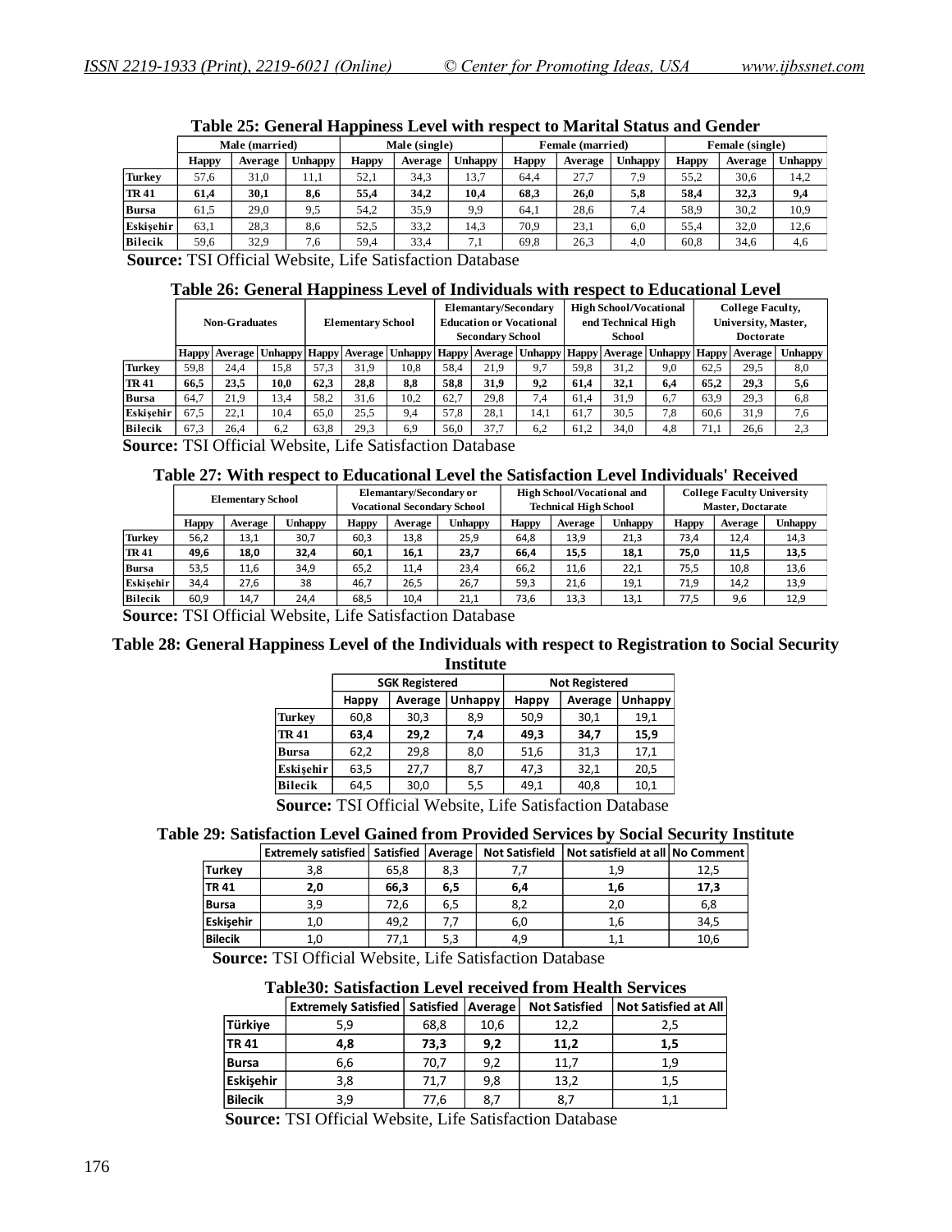**Table 25: General Happiness Level with respect to Marital Status and Gender**

| | Male (married) | | | Male (single) | | | Female (married) | | | Female (single) | | |
|---|---|---|---|---|---|---|---|---|---|---|---|---|
| | Happy | Average | Unhappy | Happy | Average | Unhappy | Happy | Average | Unhappy | Happy | Average | Unhappy |
| Turkey | 57,6 | 31,0 | 11,1 | 52,1 | 34,3 | 13,7 | 64,4 | 27,7 | 7,9 | 55,2 | 30,6 | 14,2 |
| **TR 41** | **61,4** | **30,1** | **8,6** | **55,4** | **34,2** | **10,4** | **68,3** | **26,0** | **5,8** | **58,4** | **32,3** | **9,4** |
| Bursa | 61,5 | 29,0 | 9,5 | 54,2 | 35,9 | 9,9 | 64,1 | 28,6 | 7,4 | 58,9 | 30,2 | 10,9 |
| Eskişehir | 63,1 | 28,3 | 8,6 | 52,5 | 33,2 | 14,3 | 70,9 | 23,1 | 6,0 | 55,4 | 32,0 | 12,6 |
| Bilecik | 59,6 | 32,9 | 7,6 | 59,4 | 33,4 | 7,1 | 69,8 | 26,3 | 4,0 | 60,8 | 34,6 | 4,6 |

**Source:** TSI Official Website, Life Satisfaction Database

**Table 26: General Happiness Level of Individuals with respect to Educational Level**

| | Non-Graduates | | | Elementary School | | | Elemantary/Secondary Education or Vocational Secondary School | | | High School/Vocational end Technical High School | | | College Faculty, University, Master, Doctorate | | |
|---|---|---|---|---|---|---|---|---|---|---|---|---|---|---|---|
| | Happy | Average | Unhappy | Happy | Average | Unhappy | Happy | Average | Unhappy | Happy | Average | Unhappy | Happy | Average | Unhappy |
| Turkey | 59,8 | 24,4 | 15,8 | 57,3 | 31,9 | 10,8 | 58,4 | 21,9 | 9,7 | 59,8 | 31,2 | 9,0 | 62,5 | 29,5 | 8,0 |
| **TR 41** | **66,5** | **23,5** | **10,0** | **62,3** | **28,8** | **8,8** | **58,8** | **31,9** | **9,2** | **61,4** | **32,1** | **6,4** | **65,2** | **29,3** | **5,6** |
| Bursa | 64,7 | 21,9 | 13,4 | 58,2 | 31,6 | 10,2 | 62,7 | 29,8 | 7,4 | 61,4 | 31,9 | 6,7 | 63,9 | 29,3 | 6,8 |
| Eskişehir | 67,5 | 22,1 | 10,4 | 65,0 | 25,5 | 9,4 | 57,8 | 28,1 | 14,1 | 61,7 | 30,5 | 7,8 | 60,6 | 31,9 | 7,6 |
| Bilecik | 67,3 | 26,4 | 6,2 | 63,8 | 29,3 | 6,9 | 56,0 | 37,7 | 6,2 | 61,2 | 34,0 | 4,8 | 71,1 | 26,6 | 2,3 |

**Source:** TSI Official Website, Life Satisfaction Database

**Table 27: With respect to Educational Level the Satisfaction Level Individuals' Received**

| | Elementary School | | | Elemantary/Secondary or Vocational Secondary School | | | High School/Vocational and Technical High School | | | College Faculty University Master, Doctarate | | |
|---|---|---|---|---|---|---|---|---|---|---|---|---|
| | Happy | Average | Unhappy | Happy | Average | Unhappy | Happy | Average | Unhappy | Happy | Average | Unhappy |
| Turkey | 56,2 | 13,1 | 30,7 | 60,3 | 13,8 | 25,9 | 64,8 | 13,9 | 21,3 | 73,4 | 12,4 | 14,3 |
| **TR 41** | **49,6** | **18,0** | **32,4** | **60,1** | **16,1** | **23,7** | **66,4** | **15,5** | **18,1** | **75,0** | **11,5** | **13,5** |
| Bursa | 53,5 | 11,6 | 34,9 | 65,2 | 11,4 | 23,4 | 66,2 | 11,6 | 22,1 | 75,5 | 10,8 | 13,6 |
| Eskişehir | 34,4 | 27,6 | 38 | 46,7 | 26,5 | 26,7 | 59,3 | 21,6 | 19,1 | 71,9 | 14,2 | 13,9 |
| Bilecik | 60,9 | 14,7 | 24,4 | 68,5 | 10,4 | 21,1 | 73,6 | 13,3 | 13,1 | 77,5 | 9,6 | 12,9 |

**Source:** TSI Official Website, Life Satisfaction Database

**Table 28: General Happiness Level of the Individuals with respect to Registration to Social Security Institute**

| | SGK Registered | | | Not Registered | | |
|---|---|---|---|---|---|---|
| | Happy | Average | Unhappy | Happy | Average | Unhappy |
| Turkey | 60,8 | 30,3 | 8,9 | 50,9 | 30,1 | 19,1 |
| **TR 41** | **63,4** | **29,2** | **7,4** | **49,3** | **34,7** | **15,9** |
| Bursa | 62,2 | 29,8 | 8,0 | 51,6 | 31,3 | 17,1 |
| Eskişehir | 63,5 | 27,7 | 8,7 | 47,3 | 32,1 | 20,5 |
| Bilecik | 64,5 | 30,0 | 5,5 | 49,1 | 40,8 | 10,1 |

**Source:** TSI Official Website, Life Satisfaction Database

**Table 29: Satisfaction Level Gained from Provided Services by Social Security Institute**

| | Extremely satisfied | Satisfied | Average | Not Satisfield | Not satisfield at all | No Comment |
|---|---|---|---|---|---|---|
| Turkey | 3,8 | 65,8 | 8,3 | 7,7 | 1,9 | 12,5 |
| **TR 41** | **2,0** | **66,3** | **6,5** | **6,4** | **1,6** | **17,3** |
| Bursa | 3,9 | 72,6 | 6,5 | 8,2 | 2,0 | 6,8 |
| Eskişehir | 1,0 | 49,2 | 7,7 | 6,0 | 1,6 | 34,5 |
| Bilecik | 1,0 | 77,1 | 5,3 | 4,9 | 1,1 | 10,6 |

**Source:** TSI Official Website, Life Satisfaction Database

**Table30: Satisfaction Level received from Health Services**

| | Extremely Satisfied | Satisfied | Average | Not Satisfied | Not Satisfied at All |
|---|---|---|---|---|---|
| Türkiye | 5,9 | 68,8 | 10,6 | 12,2 | 2,5 |
| **TR 41** | **4,8** | **73,3** | **9,2** | **11,2** | **1,5** |
| Bursa | 6,6 | 70,7 | 9,2 | 11,7 | 1,9 |
| Eskişehir | 3,8 | 71,7 | 9,8 | 13,2 | 1,5 |
| Bilecik | 3,9 | 77,6 | 8,7 | 8,7 | 1,1 |

**Source:** TSI Official Website, Life Satisfaction Database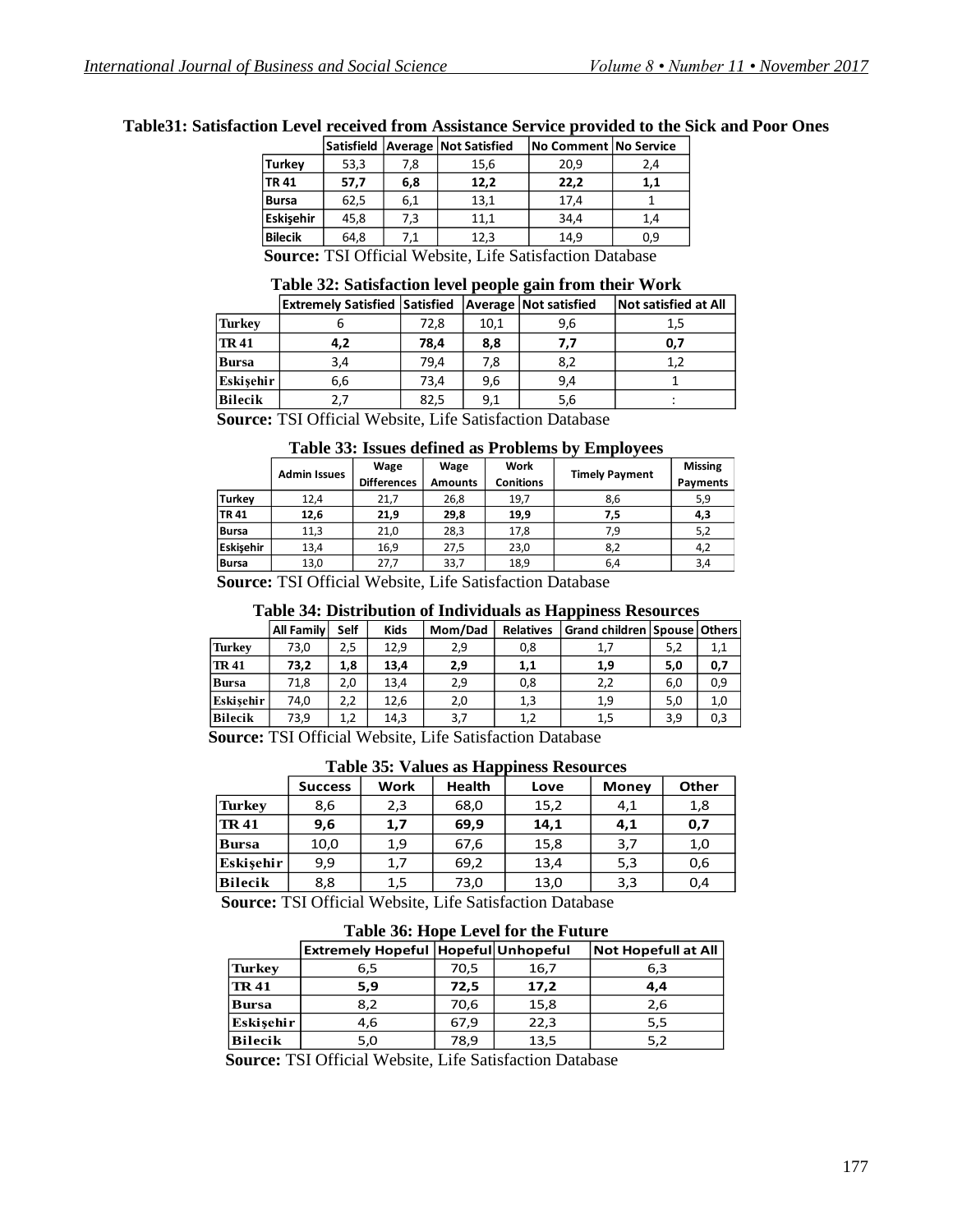**Table31: Satisfaction Level received from Assistance Service provided to the Sick and Poor Ones**

| | Satisfield | Average | Not Satisfied | No Comment | No Service |
|---|---|---|---|---|---|
| Turkey | 53,3 | 7,8 | 15,6 | 20,9 | 2,4 |
| **TR 41** | **57,7** | **6,8** | **12,2** | **22,2** | **1,1** |
| Bursa | 62,5 | 6,1 | 13,1 | 17,4 | 1 |
| Eskişehir | 45,8 | 7,3 | 11,1 | 34,4 | 1,4 |
| Bilecik | 64,8 | 7,1 | 12,3 | 14,9 | 0,9 |

**Source:** TSI Official Website, Life Satisfaction Database

**Table 32: Satisfaction level people gain from their Work**

| | Extremely Satisfied | Satisfied | Average | Not satisfied | Not satisfied at All |
|---|---|---|---|---|---|
| Turkey | 6 | 72,8 | 10,1 | 9,6 | 1,5 |
| **TR 41** | **4,2** | **78,4** | **8,8** | **7,7** | **0,7** |
| Bursa | 3,4 | 79,4 | 7,8 | 8,2 | 1,2 |
| Eskişehir | 6,6 | 73,4 | 9,6 | 9,4 | 1 |
| Bilecik | 2,7 | 82,5 | 9,1 | 5,6 | : |

**Source:** TSI Official Website, Life Satisfaction Database

**Table 33: Issues defined as Problems by Employees**

| | Admin Issues | Wage Differences | Wage Amounts | Work Conitions | Timely Payment | Missing Payments |
|---|---|---|---|---|---|---|
| Turkey | 12,4 | 21,7 | 26,8 | 19,7 | 8,6 | 5,9 |
| **TR 41** | **12,6** | **21,9** | **29,8** | **19,9** | **7,5** | **4,3** |
| Bursa | 11,3 | 21,0 | 28,3 | 17,8 | 7,9 | 5,2 |
| Eskişehir | 13,4 | 16,9 | 27,5 | 23,0 | 8,2 | 4,2 |
| Bursa | 13,0 | 27,7 | 33,7 | 18,9 | 6,4 | 3,4 |

**Source:** TSI Official Website, Life Satisfaction Database

**Table 34: Distribution of Individuals as Happiness Resources**

| | All Family | Self | Kids | Mom/Dad | Relatives | Grand children | Spouse | Others |
|---|---|---|---|---|---|---|---|---|
| Turkey | 73,0 | 2,5 | 12,9 | 2,9 | 0,8 | 1,7 | 5,2 | 1,1 |
| **TR 41** | **73,2** | **1,8** | **13,4** | **2,9** | **1,1** | **1,9** | **5,0** | **0,7** |
| Bursa | 71,8 | 2,0 | 13,4 | 2,9 | 0,8 | 2,2 | 6,0 | 0,9 |
| Eskişehir | 74,0 | 2,2 | 12,6 | 2,0 | 1,3 | 1,9 | 5,0 | 1,0 |
| Bilecik | 73,9 | 1,2 | 14,3 | 3,7 | 1,2 | 1,5 | 3,9 | 0,3 |

**Source:** TSI Official Website, Life Satisfaction Database

**Table 35: Values as Happiness Resources**

| | Success | Work | Health | Love | Money | Other |
|---|---|---|---|---|---|---|
| Turkey | 8,6 | 2,3 | 68,0 | 15,2 | 4,1 | 1,8 |
| **TR 41** | **9,6** | **1,7** | **69,9** | **14,1** | **4,1** | **0,7** |
| Bursa | 10,0 | 1,9 | 67,6 | 15,8 | 3,7 | 1,0 |
| Eskişehir | 9,9 | 1,7 | 69,2 | 13,4 | 5,3 | 0,6 |
| Bilecik | 8,8 | 1,5 | 73,0 | 13,0 | 3,3 | 0,4 |

**Source:** TSI Official Website, Life Satisfaction Database

**Table 36: Hope Level for the Future**

| | Extremely Hopeful | Hopeful | Unhopeful | Not Hopefull at All |
|---|---|---|---|---|
| Turkey | 6,5 | 70,5 | 16,7 | 6,3 |
| **TR 41** | **5,9** | **72,5** | **17,2** | **4,4** |
| Bursa | 8,2 | 70,6 | 15,8 | 2,6 |
| Eskişehir | 4,6 | 67,9 | 22,3 | 5,5 |
| Bilecik | 5,0 | 78,9 | 13,5 | 5,2 |

**Source:** TSI Official Website, Life Satisfaction Database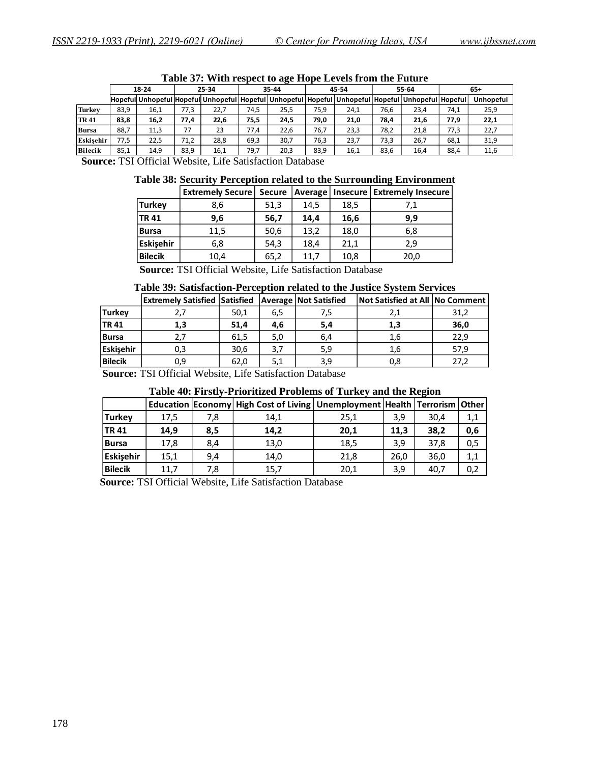**Table 37: With respect to age Hope Levels from the Future**

| | 18-24 | | 25-34 | | 35-44 | | 45-54 | | 55-64 | | 65+ | |
|---|---|---|---|---|---|---|---|---|---|---|---|---|
| | Hopeful | Unhopeful | Hopeful | Unhopeful | Hopeful | Unhopeful | Hopeful | Unhopeful | Hopeful | Unhopeful | Hopeful | Unhopeful |
| Turkey | 83,9 | 16,1 | 77,3 | 22,7 | 74,5 | 25,5 | 75,9 | 24,1 | 76,6 | 23,4 | 74,1 | 25,9 |
| **TR 41** | **83,8** | **16,2** | **77,4** | **22,6** | **75,5** | **24,5** | **79,0** | **21,0** | **78,4** | **21,6** | **77,9** | **22,1** |
| Bursa | 88,7 | 11,3 | 77 | 23 | 77,4 | 22,6 | 76,7 | 23,3 | 78,2 | 21,8 | 77,3 | 22,7 |
| Eskişehir | 77,5 | 22,5 | 71,2 | 28,8 | 69,3 | 30,7 | 76,3 | 23,7 | 73,3 | 26,7 | 68,1 | 31,9 |
| Bilecik | 85,1 | 14,9 | 83,9 | 16,1 | 79,7 | 20,3 | 83,9 | 16,1 | 83,6 | 16,4 | 88,4 | 11,6 |

**Source:** TSI Official Website, Life Satisfaction Database

**Table 38: Security Perception related to the Surrounding Environment**

| | Extremely Secure | Secure | Average | Insecure | Extremely Insecure |
|---|---|---|---|---|---|
| Turkey | 8,6 | 51,3 | 14,5 | 18,5 | 7,1 |
| **TR 41** | **9,6** | **56,7** | **14,4** | **16,6** | **9,9** |
| Bursa | 11,5 | 50,6 | 13,2 | 18,0 | 6,8 |
| Eskişehir | 6,8 | 54,3 | 18,4 | 21,1 | 2,9 |
| Bilecik | 10,4 | 65,2 | 11,7 | 10,8 | 20,0 |

**Source:** TSI Official Website, Life Satisfaction Database

**Table 39: Satisfaction-Perception related to the Justice System Services**

| | Extremely Satisfied | Satisfied | Average | Not Satisfied | Not Satisfied at All | No Comment |
|---|---|---|---|---|---|---|
| Turkey | 2,7 | 50,1 | 6,5 | 7,5 | 2,1 | 31,2 |
| **TR 41** | **1,3** | **51,4** | **4,6** | **5,4** | **1,3** | **36,0** |
| Bursa | 2,7 | 61,5 | 5,0 | 6,4 | 1,6 | 22,9 |
| Eskişehir | 0,3 | 30,6 | 3,7 | 5,9 | 1,6 | 57,9 |
| Bilecik | 0,9 | 62,0 | 5,1 | 3,9 | 0,8 | 27,2 |

**Source:** TSI Official Website, Life Satisfaction Database

**Table 40: Firstly-Prioritized Problems of Turkey and the Region**

| | Education | Economy | High Cost of Living | Unemployment | Health | Terrorism | Other |
|---|---|---|---|---|---|---|---|
| Turkey | 17,5 | 7,8 | 14,1 | 25,1 | 3,9 | 30,4 | 1,1 |
| **TR 41** | **14,9** | **8,5** | **14,2** | **20,1** | **11,3** | **38,2** | **0,6** |
| Bursa | 17,8 | 8,4 | 13,0 | 18,5 | 3,9 | 37,8 | 0,5 |
| Eskişehir | 15,1 | 9,4 | 14,0 | 21,8 | 26,0 | 36,0 | 1,1 |
| Bilecik | 11,7 | 7,8 | 15,7 | 20,1 | 3,9 | 40,7 | 0,2 |

**Source:** TSI Official Website, Life Satisfaction Database